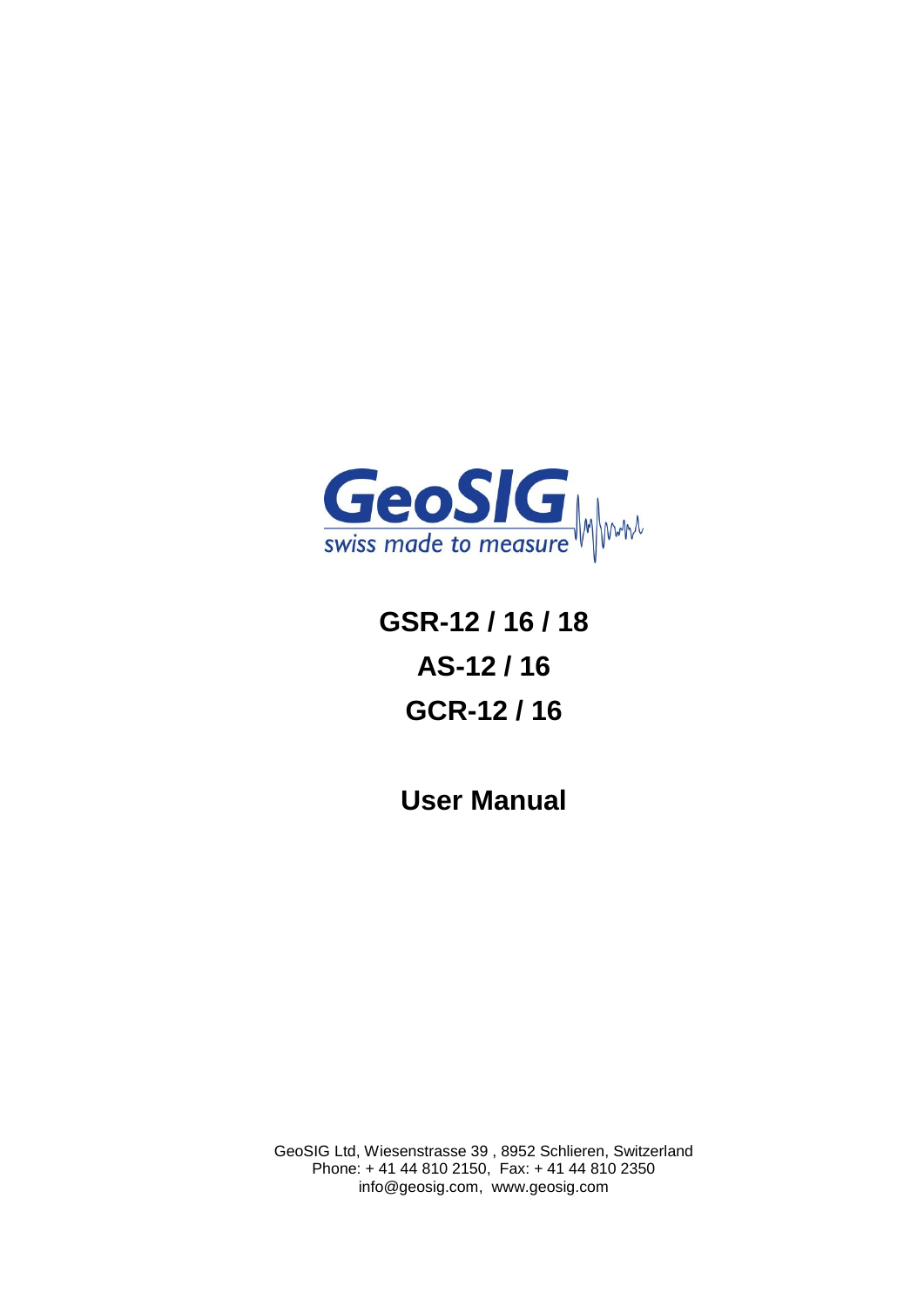GeoSIG

swiss made to measure

# GSR-12 / 16 / 18

# AS-12 / 16

# GCR-12 / 16

# User Manual

GeoSIG Ltd, Wiesenstrasse 39 , 8952 Schlieren, Switzerland
Phone: + 41 44 810 2150, Fax: + 41 44 810 2350
info@geosig.com, www.geosig.com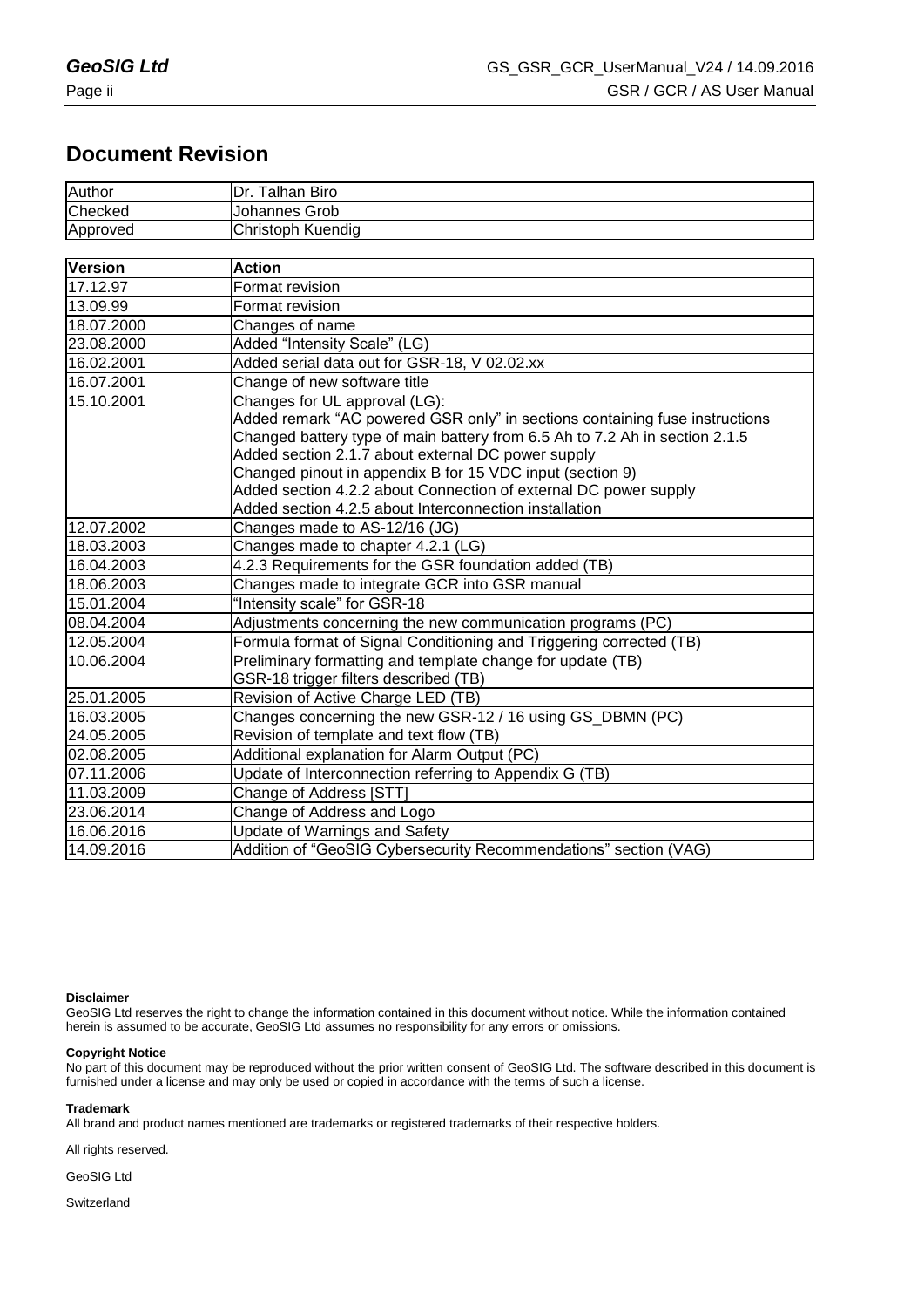# Document Revision

| Author | Dr. Talhan Biro |
|---|---|
| Checked | Johannes Grob |
| Approved | Christoph Kuendig |

| Version | Action |
|---|---|
| 17.12.97 | Format revision |
| 13.09.99 | Format revision |
| 18.07.2000 | Changes of name |
| 23.08.2000 | Added "Intensity Scale" (LG) |
| 16.02.2001 | Added serial data out for GSR-18, V 02.02.xx |
| 16.07.2001 | Change of new software title |
| 15.10.2001 | Changes for UL approval (LG):<br>Added remark "AC powered GSR only" in sections containing fuse instructions<br>Changed battery type of main battery from 6.5 Ah to 7.2 Ah in section 2.1.5<br>Added section 2.1.7 about external DC power supply<br>Changed pinout in appendix B for 15 VDC input (section 9)<br>Added section 4.2.2 about Connection of external DC power supply<br>Added section 4.2.5 about Interconnection installation |
| 12.07.2002 | Changes made to AS-12/16 (JG) |
| 18.03.2003 | Changes made to chapter 4.2.1 (LG) |
| 16.04.2003 | 4.2.3 Requirements for the GSR foundation added (TB) |
| 18.06.2003 | Changes made to integrate GCR into GSR manual |
| 15.01.2004 | "Intensity scale" for GSR-18 |
| 08.04.2004 | Adjustments concerning the new communication programs (PC) |
| 12.05.2004 | Formula format of Signal Conditioning and Triggering corrected (TB) |
| 10.06.2004 | Preliminary formatting and template change for update (TB)<br>GSR-18 trigger filters described (TB) |
| 25.01.2005 | Revision of Active Charge LED (TB) |
| 16.03.2005 | Changes concerning the new GSR-12 / 16 using GS_DBMN (PC) |
| 24.05.2005 | Revision of template and text flow (TB) |
| 02.08.2005 | Additional explanation for Alarm Output (PC) |
| 07.11.2006 | Update of Interconnection referring to Appendix G (TB) |
| 11.03.2009 | Change of Address [STT] |
| 23.06.2014 | Change of Address and Logo |
| 16.06.2016 | Update of Warnings and Safety |
| 14.09.2016 | Addition of "GeoSIG Cybersecurity Recommendations" section (VAG) |

**Disclaimer**
GeoSIG Ltd reserves the right to change the information contained in this document without notice. While the information contained herein is assumed to be accurate, GeoSIG Ltd assumes no responsibility for any errors or omissions.

**Copyright Notice**
No part of this document may be reproduced without the prior written consent of GeoSIG Ltd. The software described in this document is furnished under a license and may only be used or copied in accordance with the terms of such a license.

**Trademark**
All brand and product names mentioned are trademarks or registered trademarks of their respective holders.

All rights reserved.

GeoSIG Ltd

Switzerland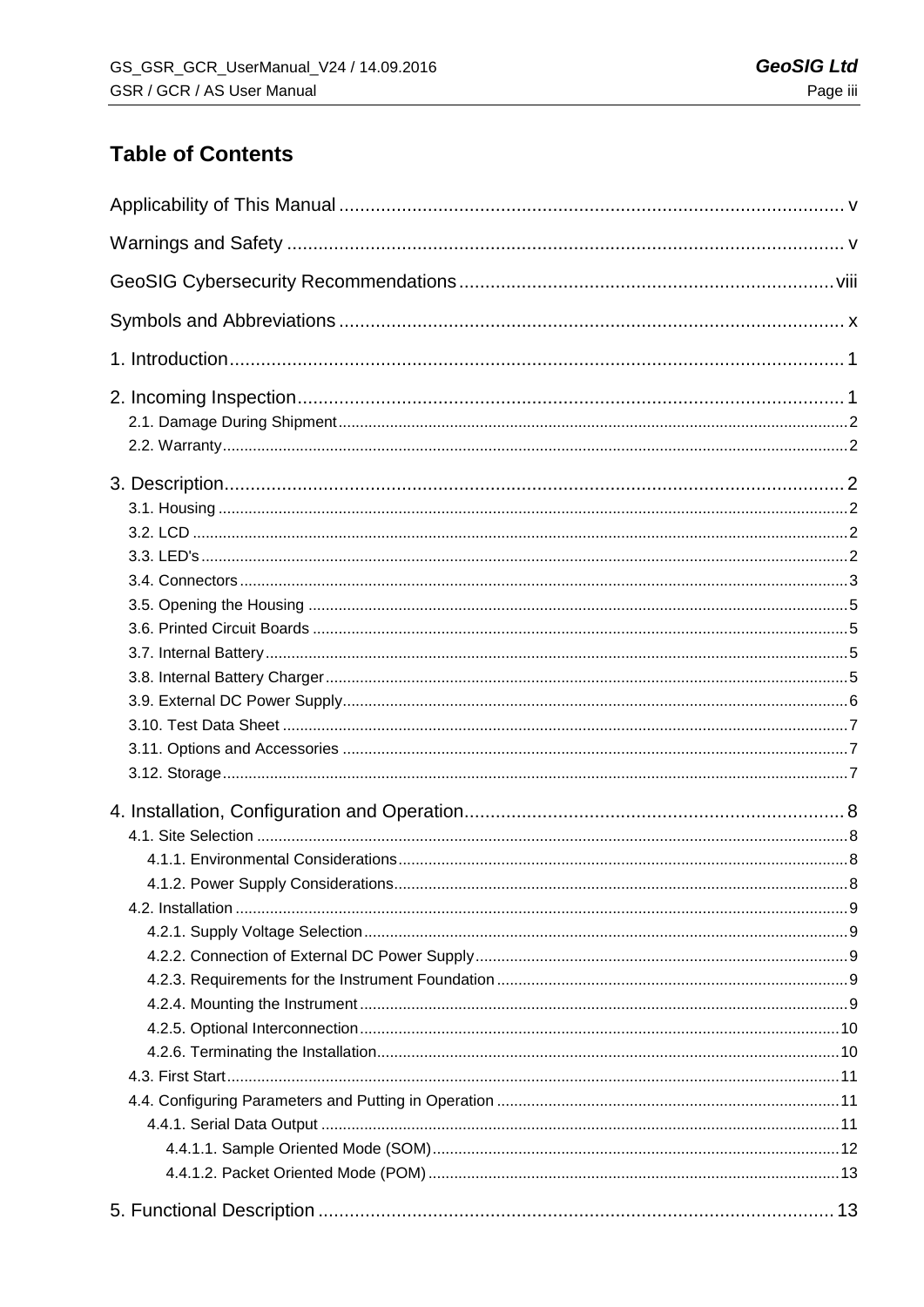# Table of Contents

Applicability of This Manual .......... v

Warnings and Safety .......... v

GeoSIG Cybersecurity Recommendations .......... viii

Symbols and Abbreviations .......... x

1. Introduction .......... 1

2. Incoming Inspection .......... 1
   - 2.1. Damage During Shipment .......... 2
   - 2.2. Warranty .......... 2

3. Description .......... 2
   - 3.1. Housing .......... 2
   - 3.2. LCD .......... 2
   - 3.3. LED's .......... 2
   - 3.4. Connectors .......... 3
   - 3.5. Opening the Housing .......... 5
   - 3.6. Printed Circuit Boards .......... 5
   - 3.7. Internal Battery .......... 5
   - 3.8. Internal Battery Charger .......... 5
   - 3.9. External DC Power Supply .......... 6
   - 3.10. Test Data Sheet .......... 7
   - 3.11. Options and Accessories .......... 7
   - 3.12. Storage .......... 7

4. Installation, Configuration and Operation .......... 8
   - 4.1. Site Selection .......... 8
     - 4.1.1. Environmental Considerations .......... 8
     - 4.1.2. Power Supply Considerations .......... 8
   - 4.2. Installation .......... 9
     - 4.2.1. Supply Voltage Selection .......... 9
     - 4.2.2. Connection of External DC Power Supply .......... 9
     - 4.2.3. Requirements for the Instrument Foundation .......... 9
     - 4.2.4. Mounting the Instrument .......... 9
     - 4.2.5. Optional Interconnection .......... 10
     - 4.2.6. Terminating the Installation .......... 10
   - 4.3. First Start .......... 11
   - 4.4. Configuring Parameters and Putting in Operation .......... 11
     - 4.4.1. Serial Data Output .......... 11
       - 4.4.1.1. Sample Oriented Mode (SOM) .......... 12
       - 4.4.1.2. Packet Oriented Mode (POM) .......... 13

5. Functional Description .......... 13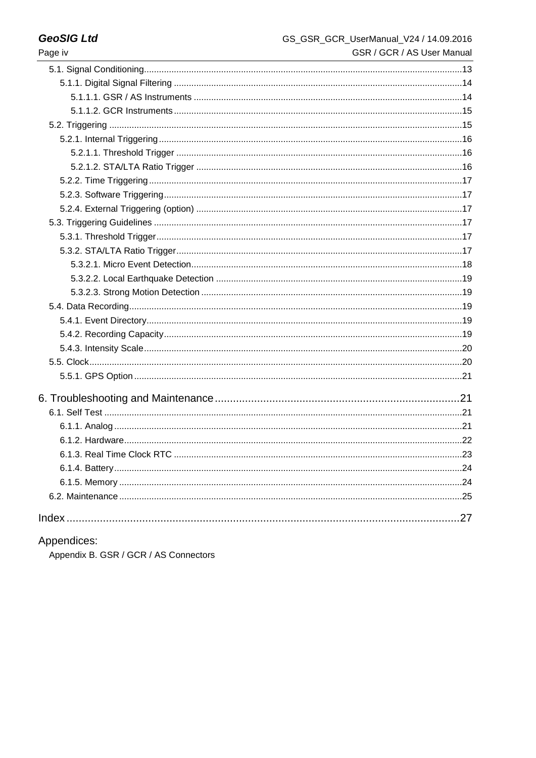5.1. Signal Conditioning...13
- 5.1.1. Digital Signal Filtering ...14
  - 5.1.1.1. GSR / AS Instruments ...14
  - 5.1.1.2. GCR Instruments ...15

5.2. Triggering ...15
- 5.2.1. Internal Triggering ...16
  - 5.2.1.1. Threshold Trigger ...16
  - 5.2.1.2. STA/LTA Ratio Trigger ...16
- 5.2.2. Time Triggering ...17
- 5.2.3. Software Triggering ...17
- 5.2.4. External Triggering (option) ...17

5.3. Triggering Guidelines ...17
- 5.3.1. Threshold Trigger ...17
- 5.3.2. STA/LTA Ratio Trigger ...17
  - 5.3.2.1. Micro Event Detection ...18
  - 5.3.2.2. Local Earthquake Detection ...19
  - 5.3.2.3. Strong Motion Detection ...19

5.4. Data Recording ...19
- 5.4.1. Event Directory ...19
- 5.4.2. Recording Capacity ...19
- 5.4.3. Intensity Scale ...20

5.5. Clock ...20
- 5.5.1. GPS Option ...21

6. Troubleshooting and Maintenance ...21

6.1. Self Test ...21
- 6.1.1. Analog ...21
- 6.1.2. Hardware ...22
- 6.1.3. Real Time Clock RTC ...23
- 6.1.4. Battery ...24
- 6.1.5. Memory ...24

6.2. Maintenance ...25

Index ...27

Appendices:

Appendix B. GSR / GCR / AS Connectors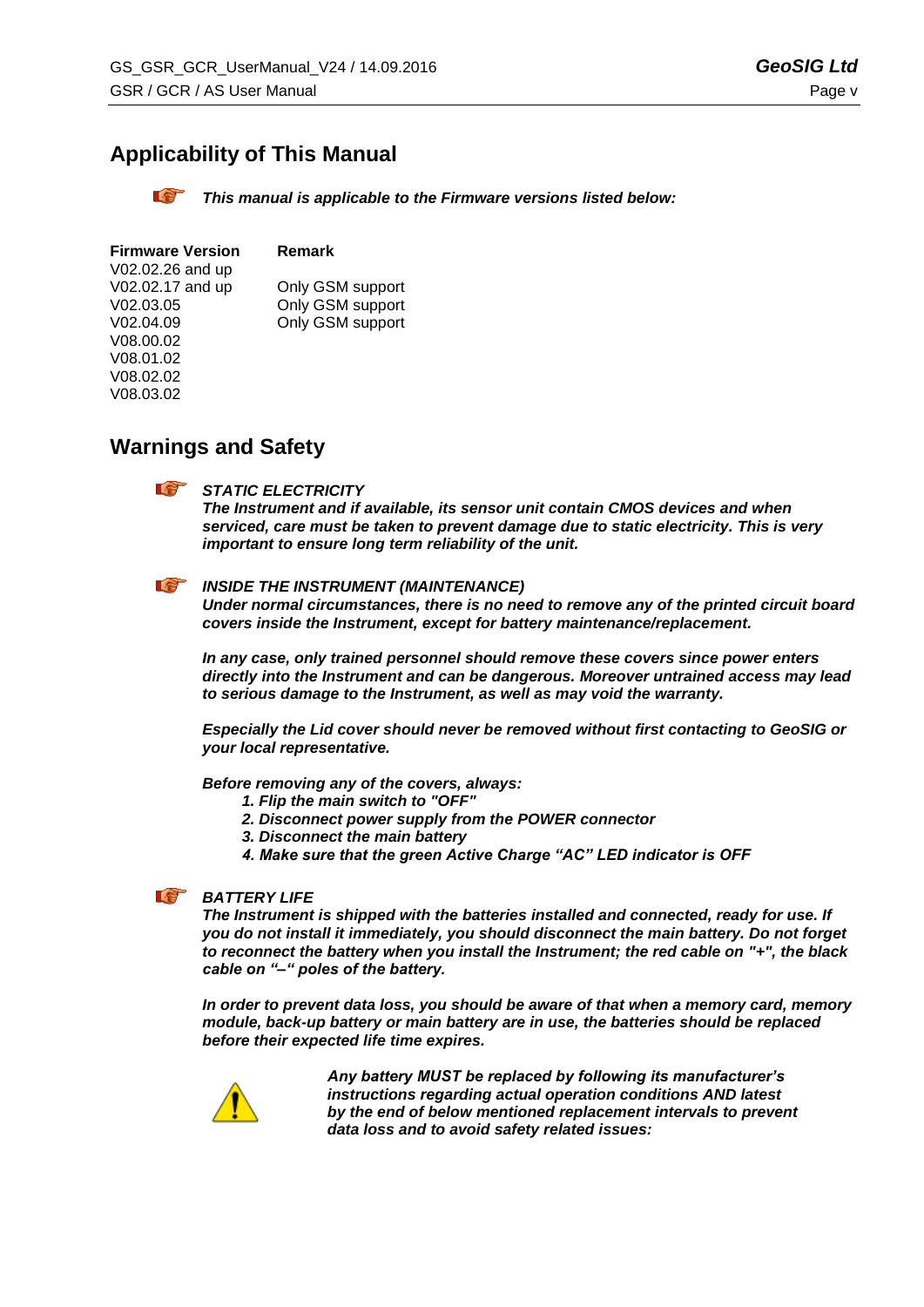## Applicability of This Manual

***This manual is applicable to the Firmware versions listed below:***

| Firmware Version | Remark |
| --- | --- |
| V02.02.26 and up | |
| V02.02.17 and up | Only GSM support |
| V02.03.05 | Only GSM support |
| V02.04.09 | Only GSM support |
| V08.00.02 | |
| V08.01.02 | |
| V08.02.02 | |
| V08.03.02 | |

## Warnings and Safety

***STATIC ELECTRICITY***
***The Instrument and if available, its sensor unit contain CMOS devices and when serviced, care must be taken to prevent damage due to static electricity. This is very important to ensure long term reliability of the unit.***

***INSIDE THE INSTRUMENT (MAINTENANCE)***
***Under normal circumstances, there is no need to remove any of the printed circuit board covers inside the Instrument, except for battery maintenance/replacement.***

***In any case, only trained personnel should remove these covers since power enters directly into the Instrument and can be dangerous. Moreover untrained access may lead to serious damage to the Instrument, as well as may void the warranty.***

***Especially the Lid cover should never be removed without first contacting to GeoSIG or your local representative.***

***Before removing any of the covers, always:***

1. ***Flip the main switch to "OFF"***
2. ***Disconnect power supply from the POWER connector***
3. ***Disconnect the main battery***
4. ***Make sure that the green Active Charge "AC" LED indicator is OFF***

***BATTERY LIFE***
***The Instrument is shipped with the batteries installed and connected, ready for use. If you do not install it immediately, you should disconnect the main battery. Do not forget to reconnect the battery when you install the Instrument; the red cable on "+", the black cable on "–" poles of the battery.***

***In order to prevent data loss, you should be aware of that when a memory card, memory module, back-up battery or main battery are in use, the batteries should be replaced before their expected life time expires.***

***Any battery MUST be replaced by following its manufacturer's instructions regarding actual operation conditions AND latest by the end of below mentioned replacement intervals to prevent data loss and to avoid safety related issues:***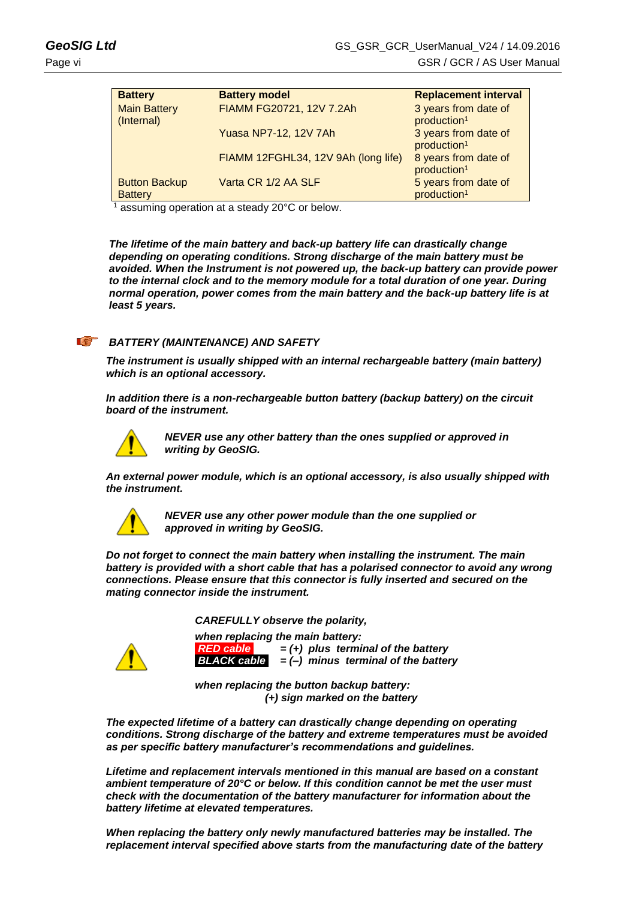| Battery | Battery model | Replacement interval |
|---|---|---|
| Main Battery (Internal) | FIAMM FG20721, 12V 7.2Ah | 3 years from date of production[1] |
| | Yuasa NP7-12, 12V 7Ah | 3 years from date of production[1] |
| | FIAMM 12FGHL34, 12V 9Ah (long life) | 8 years from date of production[1] |
| Button Backup Battery | Varta CR 1/2 AA SLF | 5 years from date of production[1] |

[1] assuming operation at a steady 20°C or below.

***The lifetime of the main battery and back-up battery life can drastically change depending on operating conditions. Strong discharge of the main battery must be avoided. When the Instrument is not powered up, the back-up battery can provide power to the internal clock and to the memory module for a total duration of one year. During normal operation, power comes from the main battery and the back-up battery life is at least 5 years.***

### *BATTERY (MAINTENANCE) AND SAFETY*

***The instrument is usually shipped with an internal rechargeable battery (main battery) which is an optional accessory.***

***In addition there is a non-rechargeable button battery (backup battery) on the circuit board of the instrument.***

***NEVER use any other battery than the ones supplied or approved in writing by GeoSIG.***

***An external power module, which is an optional accessory, is also usually shipped with the instrument.***

***NEVER use any other power module than the one supplied or approved in writing by GeoSIG.***

***Do not forget to connect the main battery when installing the instrument. The main battery is provided with a short cable that has a polarised connector to avoid any wrong connections. Please ensure that this connector is fully inserted and secured on the mating connector inside the instrument.***

***CAREFULLY observe the polarity,***

***when replacing the main battery:***

***RED cable = (+) plus terminal of the battery***

***BLACK cable = (–) minus terminal of the battery***

***when replacing the button backup battery:***

***(+) sign marked on the battery***

***The expected lifetime of a battery can drastically change depending on operating conditions. Strong discharge of the battery and extreme temperatures must be avoided as per specific battery manufacturer's recommendations and guidelines.***

***Lifetime and replacement intervals mentioned in this manual are based on a constant ambient temperature of 20°C or below. If this condition cannot be met the user must check with the documentation of the battery manufacturer for information about the battery lifetime at elevated temperatures.***

***When replacing the battery only newly manufactured batteries may be installed. The replacement interval specified above starts from the manufacturing date of the battery***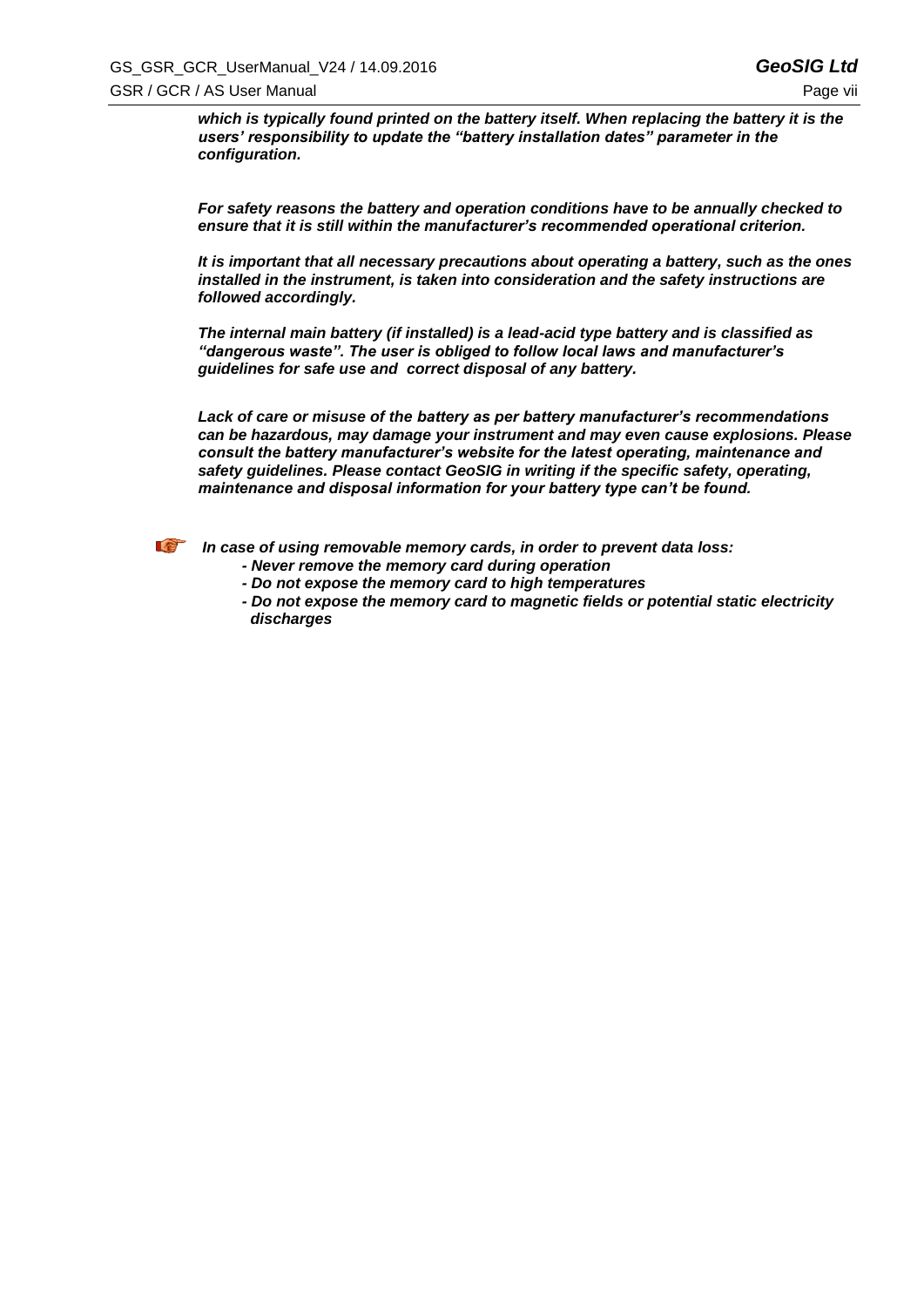***which is typically found printed on the battery itself. When replacing the battery it is the users' responsibility to update the "battery installation dates" parameter in the configuration.***

***For safety reasons the battery and operation conditions have to be annually checked to ensure that it is still within the manufacturer's recommended operational criterion.***

***It is important that all necessary precautions about operating a battery, such as the ones installed in the instrument, is taken into consideration and the safety instructions are followed accordingly.***

***The internal main battery (if installed) is a lead-acid type battery and is classified as "dangerous waste". The user is obliged to follow local laws and manufacturer's guidelines for safe use and correct disposal of any battery.***

***Lack of care or misuse of the battery as per battery manufacturer's recommendations can be hazardous, may damage your instrument and may even cause explosions. Please consult the battery manufacturer's website for the latest operating, maintenance and safety guidelines. Please contact GeoSIG in writing if the specific safety, operating, maintenance and disposal information for your battery type can't be found.***

***In case of using removable memory cards, in order to prevent data loss:***

- ***Never remove the memory card during operation***
- ***Do not expose the memory card to high temperatures***
- ***Do not expose the memory card to magnetic fields or potential static electricity discharges***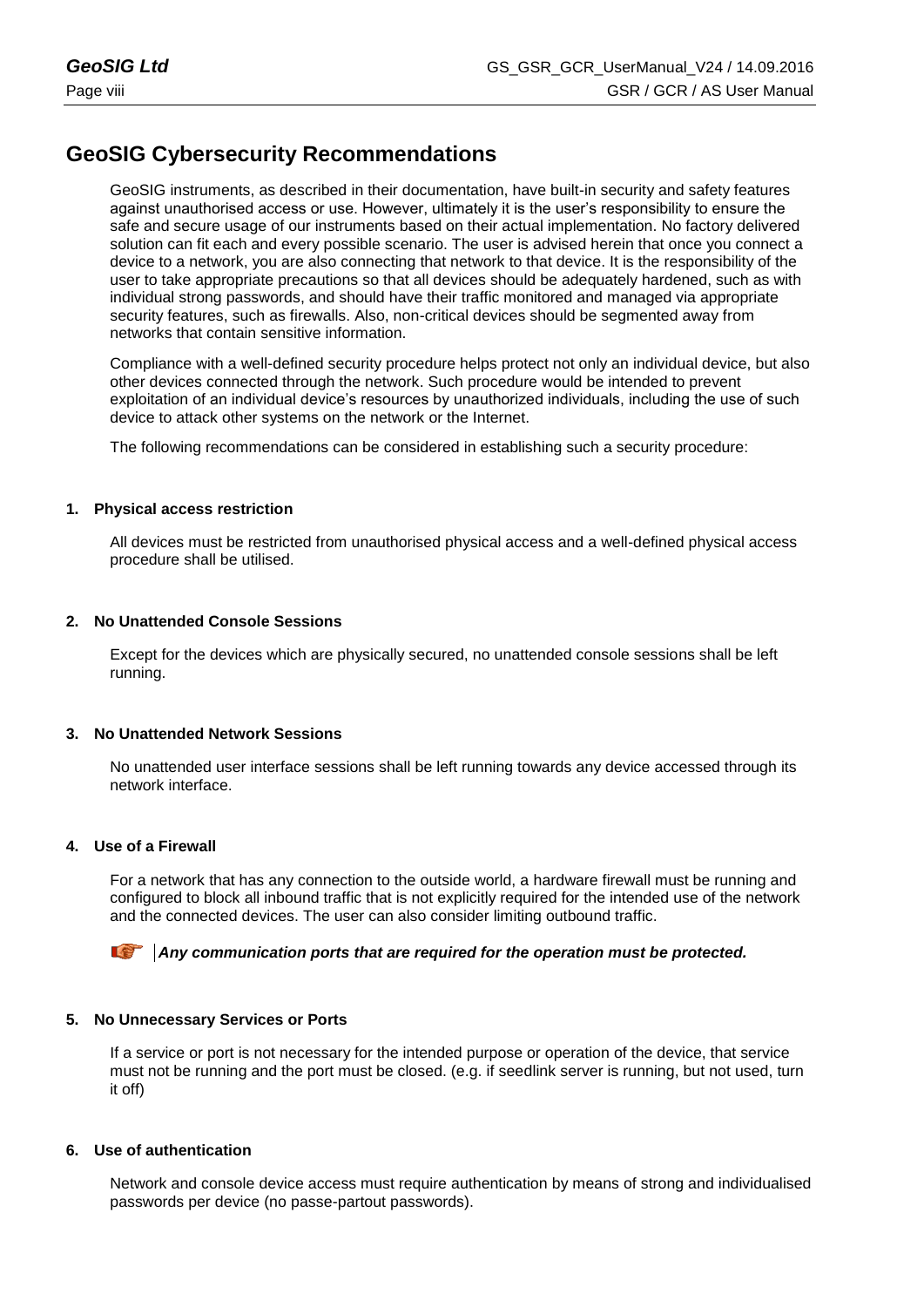## GeoSIG Cybersecurity Recommendations

GeoSIG instruments, as described in their documentation, have built-in security and safety features against unauthorised access or use. However, ultimately it is the user's responsibility to ensure the safe and secure usage of our instruments based on their actual implementation. No factory delivered solution can fit each and every possible scenario. The user is advised herein that once you connect a device to a network, you are also connecting that network to that device. It is the responsibility of the user to take appropriate precautions so that all devices should be adequately hardened, such as with individual strong passwords, and should have their traffic monitored and managed via appropriate security features, such as firewalls. Also, non-critical devices should be segmented away from networks that contain sensitive information.

Compliance with a well-defined security procedure helps protect not only an individual device, but also other devices connected through the network. Such procedure would be intended to prevent exploitation of an individual device's resources by unauthorized individuals, including the use of such device to attack other systems on the network or the Internet.

The following recommendations can be considered in establishing such a security procedure:

**1. Physical access restriction**

All devices must be restricted from unauthorised physical access and a well-defined physical access procedure shall be utilised.

**2. No Unattended Console Sessions**

Except for the devices which are physically secured, no unattended console sessions shall be left running.

**3. No Unattended Network Sessions**

No unattended user interface sessions shall be left running towards any device accessed through its network interface.

**4. Use of a Firewall**

For a network that has any connection to the outside world, a hardware firewall must be running and configured to block all inbound traffic that is not explicitly required for the intended use of the network and the connected devices. The user can also consider limiting outbound traffic.

☞ ***Any communication ports that are required for the operation must be protected.***

**5. No Unnecessary Services or Ports**

If a service or port is not necessary for the intended purpose or operation of the device, that service must not be running and the port must be closed. (e.g. if seedlink server is running, but not used, turn it off)

**6. Use of authentication**

Network and console device access must require authentication by means of strong and individualised passwords per device (no passe-partout passwords).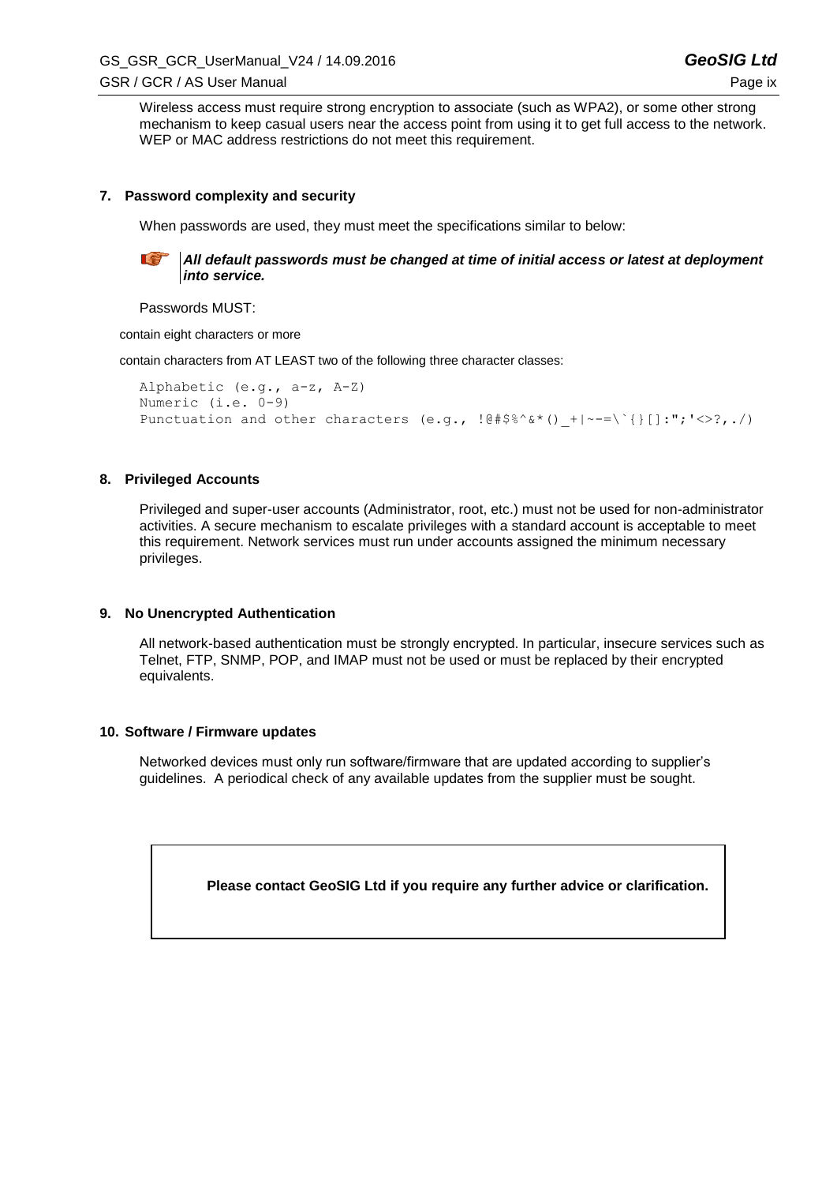Wireless access must require strong encryption to associate (such as WPA2), or some other strong mechanism to keep casual users near the access point from using it to get full access to the network. WEP or MAC address restrictions do not meet this requirement.

## 7. Password complexity and security

When passwords are used, they must meet the specifications similar to below:

***All default passwords must be changed at time of initial access or latest at deployment into service.***

Passwords MUST:

contain eight characters or more

contain characters from AT LEAST two of the following three character classes:

```
Alphabetic (e.g., a-z, A-Z)
Numeric (i.e. 0-9)
Punctuation and other characters (e.g., !@#$%^&*()_+|~-=\`{}[]:";'<>?,./)
```

## 8. Privileged Accounts

Privileged and super-user accounts (Administrator, root, etc.) must not be used for non-administrator activities. A secure mechanism to escalate privileges with a standard account is acceptable to meet this requirement. Network services must run under accounts assigned the minimum necessary privileges.

## 9. No Unencrypted Authentication

All network-based authentication must be strongly encrypted. In particular, insecure services such as Telnet, FTP, SNMP, POP, and IMAP must not be used or must be replaced by their encrypted equivalents.

## 10. Software / Firmware updates

Networked devices must only run software/firmware that are updated according to supplier's guidelines. A periodical check of any available updates from the supplier must be sought.

**Please contact GeoSIG Ltd if you require any further advice or clarification.**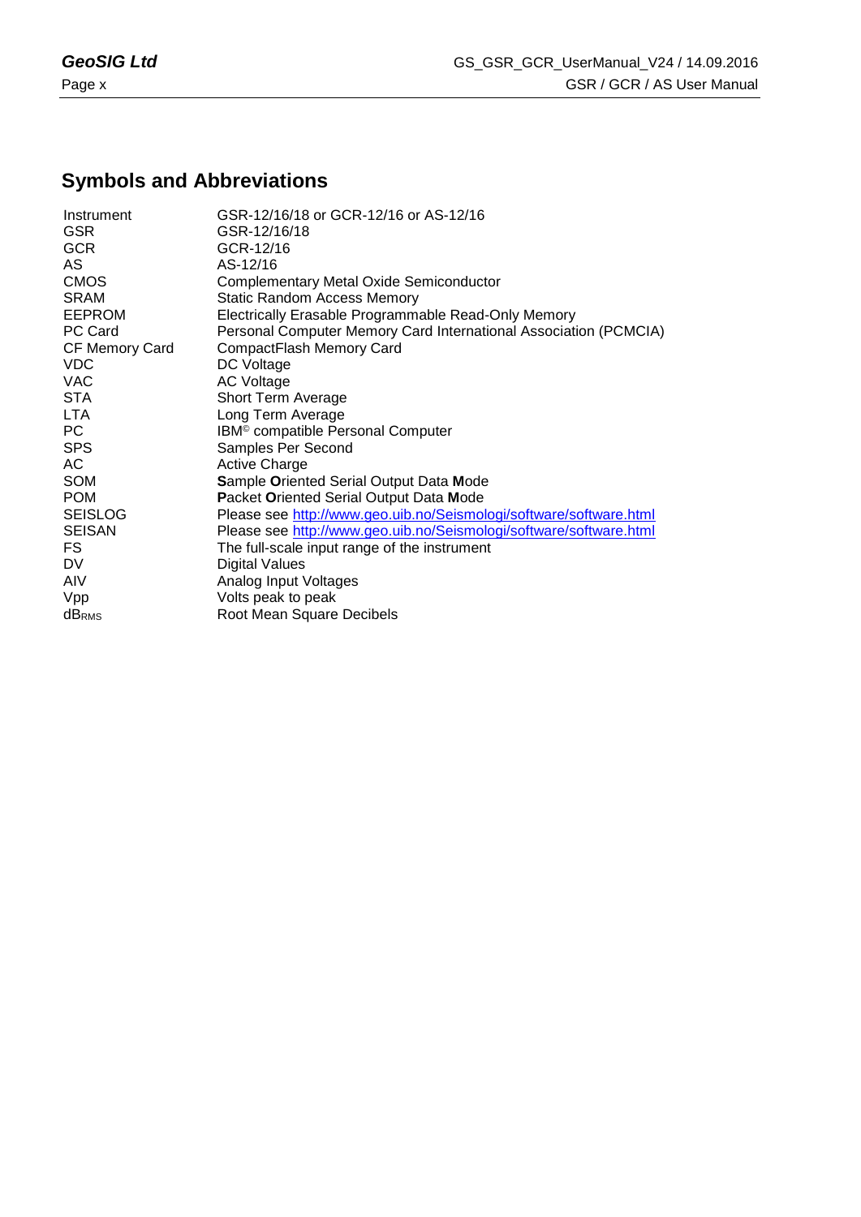## Symbols and Abbreviations

| | |
|---|---|
| Instrument | GSR-12/16/18 or GCR-12/16 or AS-12/16 |
| GSR | GSR-12/16/18 |
| GCR | GCR-12/16 |
| AS | AS-12/16 |
| CMOS | Complementary Metal Oxide Semiconductor |
| SRAM | Static Random Access Memory |
| EEPROM | Electrically Erasable Programmable Read-Only Memory |
| PC Card | Personal Computer Memory Card International Association (PCMCIA) |
| CF Memory Card | CompactFlash Memory Card |
| VDC | DC Voltage |
| VAC | AC Voltage |
| STA | Short Term Average |
| LTA | Long Term Average |
| PC | IBM© compatible Personal Computer |
| SPS | Samples Per Second |
| AC | Active Charge |
| SOM | **S**ample **O**riented Serial Output Data **M**ode |
| POM | **P**acket **O**riented Serial Output Data **M**ode |
| SEISLOG | Please see http://www.geo.uib.no/Seismologi/software/software.html |
| SEISAN | Please see http://www.geo.uib.no/Seismologi/software/software.html |
| FS | The full-scale input range of the instrument |
| DV | Digital Values |
| AIV | Analog Input Voltages |
| Vpp | Volts peak to peak |
| $dB_{RMS}$ | Root Mean Square Decibels |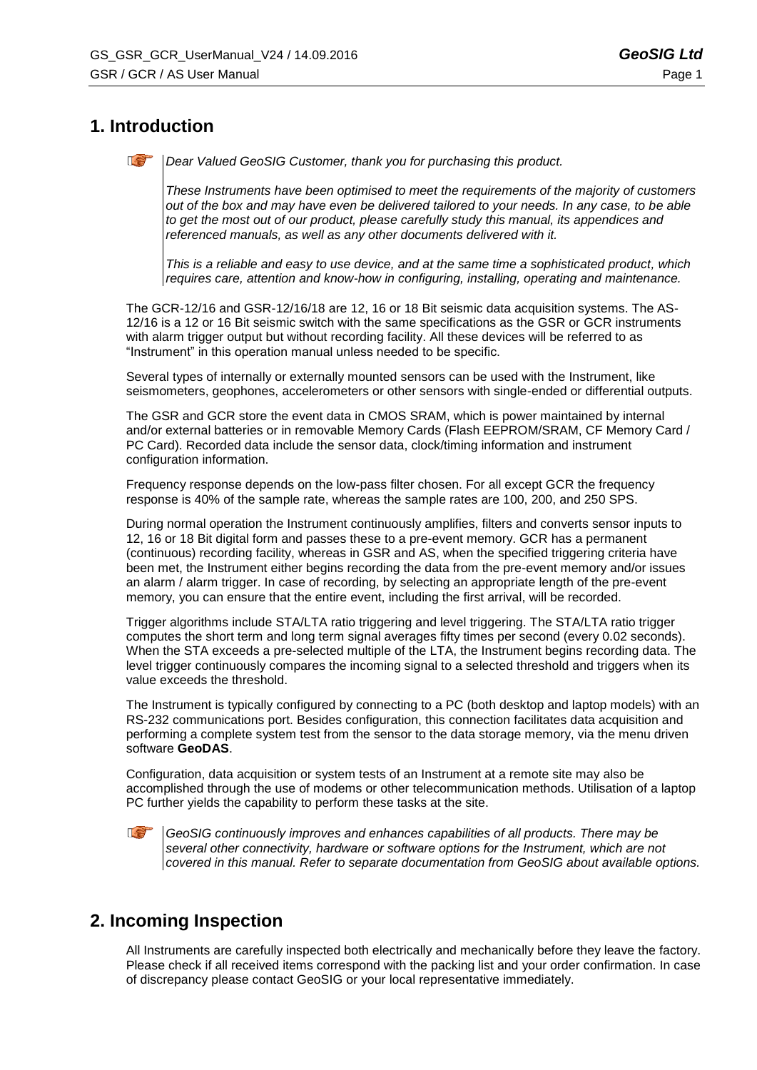# 1. Introduction

*Dear Valued GeoSIG Customer, thank you for purchasing this product.*

*These Instruments have been optimised to meet the requirements of the majority of customers out of the box and may have even be delivered tailored to your needs. In any case, to be able to get the most out of our product, please carefully study this manual, its appendices and referenced manuals, as well as any other documents delivered with it.*

*This is a reliable and easy to use device, and at the same time a sophisticated product, which requires care, attention and know-how in configuring, installing, operating and maintenance.*

The GCR-12/16 and GSR-12/16/18 are 12, 16 or 18 Bit seismic data acquisition systems. The AS-12/16 is a 12 or 16 Bit seismic switch with the same specifications as the GSR or GCR instruments with alarm trigger output but without recording facility. All these devices will be referred to as "Instrument" in this operation manual unless needed to be specific.

Several types of internally or externally mounted sensors can be used with the Instrument, like seismometers, geophones, accelerometers or other sensors with single-ended or differential outputs.

The GSR and GCR store the event data in CMOS SRAM, which is power maintained by internal and/or external batteries or in removable Memory Cards (Flash EEPROM/SRAM, CF Memory Card / PC Card). Recorded data include the sensor data, clock/timing information and instrument configuration information.

Frequency response depends on the low-pass filter chosen. For all except GCR the frequency response is 40% of the sample rate, whereas the sample rates are 100, 200, and 250 SPS.

During normal operation the Instrument continuously amplifies, filters and converts sensor inputs to 12, 16 or 18 Bit digital form and passes these to a pre-event memory. GCR has a permanent (continuous) recording facility, whereas in GSR and AS, when the specified triggering criteria have been met, the Instrument either begins recording the data from the pre-event memory and/or issues an alarm / alarm trigger. In case of recording, by selecting an appropriate length of the pre-event memory, you can ensure that the entire event, including the first arrival, will be recorded.

Trigger algorithms include STA/LTA ratio triggering and level triggering. The STA/LTA ratio trigger computes the short term and long term signal averages fifty times per second (every 0.02 seconds). When the STA exceeds a pre-selected multiple of the LTA, the Instrument begins recording data. The level trigger continuously compares the incoming signal to a selected threshold and triggers when its value exceeds the threshold.

The Instrument is typically configured by connecting to a PC (both desktop and laptop models) with an RS-232 communications port. Besides configuration, this connection facilitates data acquisition and performing a complete system test from the sensor to the data storage memory, via the menu driven software **GeoDAS**.

Configuration, data acquisition or system tests of an Instrument at a remote site may also be accomplished through the use of modems or other telecommunication methods. Utilisation of a laptop PC further yields the capability to perform these tasks at the site.

*GeoSIG continuously improves and enhances capabilities of all products. There may be several other connectivity, hardware or software options for the Instrument, which are not covered in this manual. Refer to separate documentation from GeoSIG about available options.*

# 2. Incoming Inspection

All Instruments are carefully inspected both electrically and mechanically before they leave the factory. Please check if all received items correspond with the packing list and your order confirmation. In case of discrepancy please contact GeoSIG or your local representative immediately.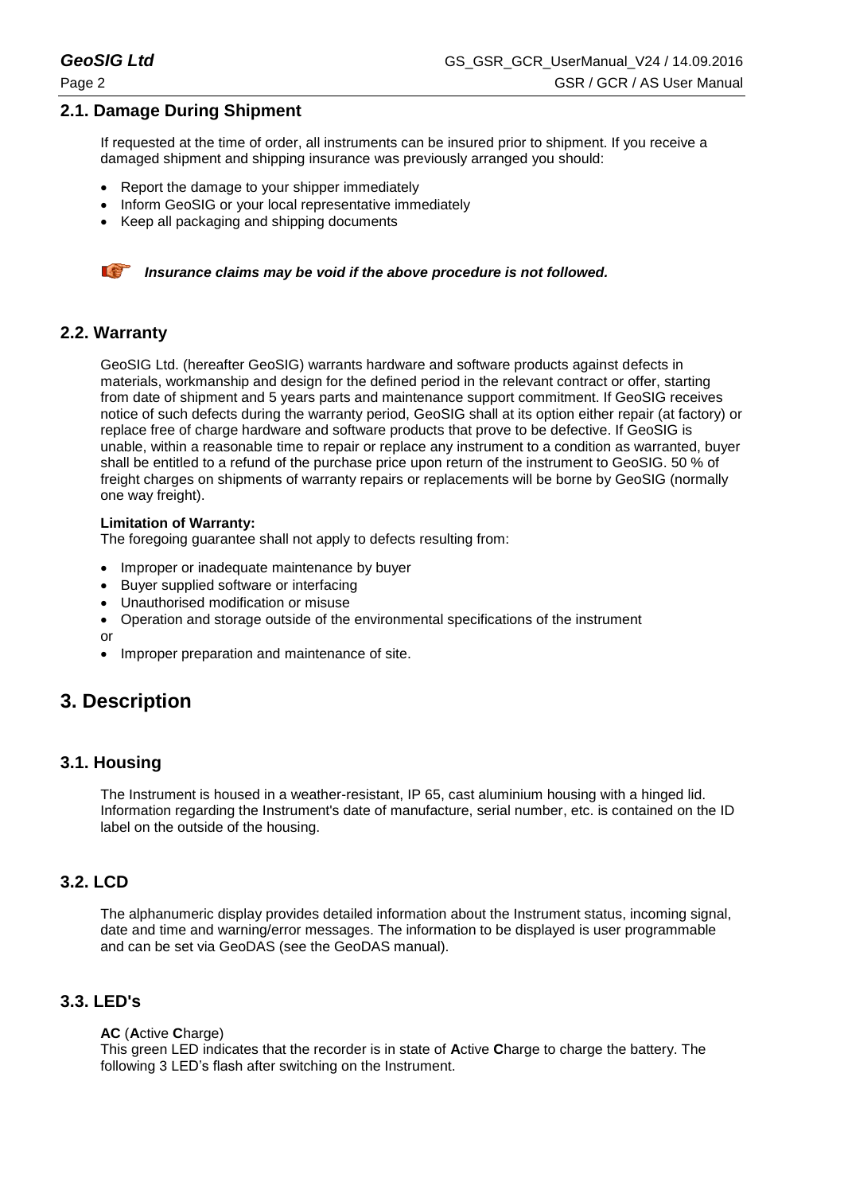## 2.1. Damage During Shipment

If requested at the time of order, all instruments can be insured prior to shipment. If you receive a damaged shipment and shipping insurance was previously arranged you should:

- Report the damage to your shipper immediately
- Inform GeoSIG or your local representative immediately
- Keep all packaging and shipping documents

***Insurance claims may be void if the above procedure is not followed.***

## 2.2. Warranty

GeoSIG Ltd. (hereafter GeoSIG) warrants hardware and software products against defects in materials, workmanship and design for the defined period in the relevant contract or offer, starting from date of shipment and 5 years parts and maintenance support commitment. If GeoSIG receives notice of such defects during the warranty period, GeoSIG shall at its option either repair (at factory) or replace free of charge hardware and software products that prove to be defective. If GeoSIG is unable, within a reasonable time to repair or replace any instrument to a condition as warranted, buyer shall be entitled to a refund of the purchase price upon return of the instrument to GeoSIG. 50 % of freight charges on shipments of warranty repairs or replacements will be borne by GeoSIG (normally one way freight).

**Limitation of Warranty:**
The foregoing guarantee shall not apply to defects resulting from:

- Improper or inadequate maintenance by buyer
- Buyer supplied software or interfacing
- Unauthorised modification or misuse
- Operation and storage outside of the environmental specifications of the instrument

or

- Improper preparation and maintenance of site.

# 3. Description

## 3.1. Housing

The Instrument is housed in a weather-resistant, IP 65, cast aluminium housing with a hinged lid. Information regarding the Instrument's date of manufacture, serial number, etc. is contained on the ID label on the outside of the housing.

## 3.2. LCD

The alphanumeric display provides detailed information about the Instrument status, incoming signal, date and time and warning/error messages. The information to be displayed is user programmable and can be set via GeoDAS (see the GeoDAS manual).

## 3.3. LED's

**AC** (**A**ctive **C**harge)
This green LED indicates that the recorder is in state of **A**ctive **C**harge to charge the battery. The following 3 LED's flash after switching on the Instrument.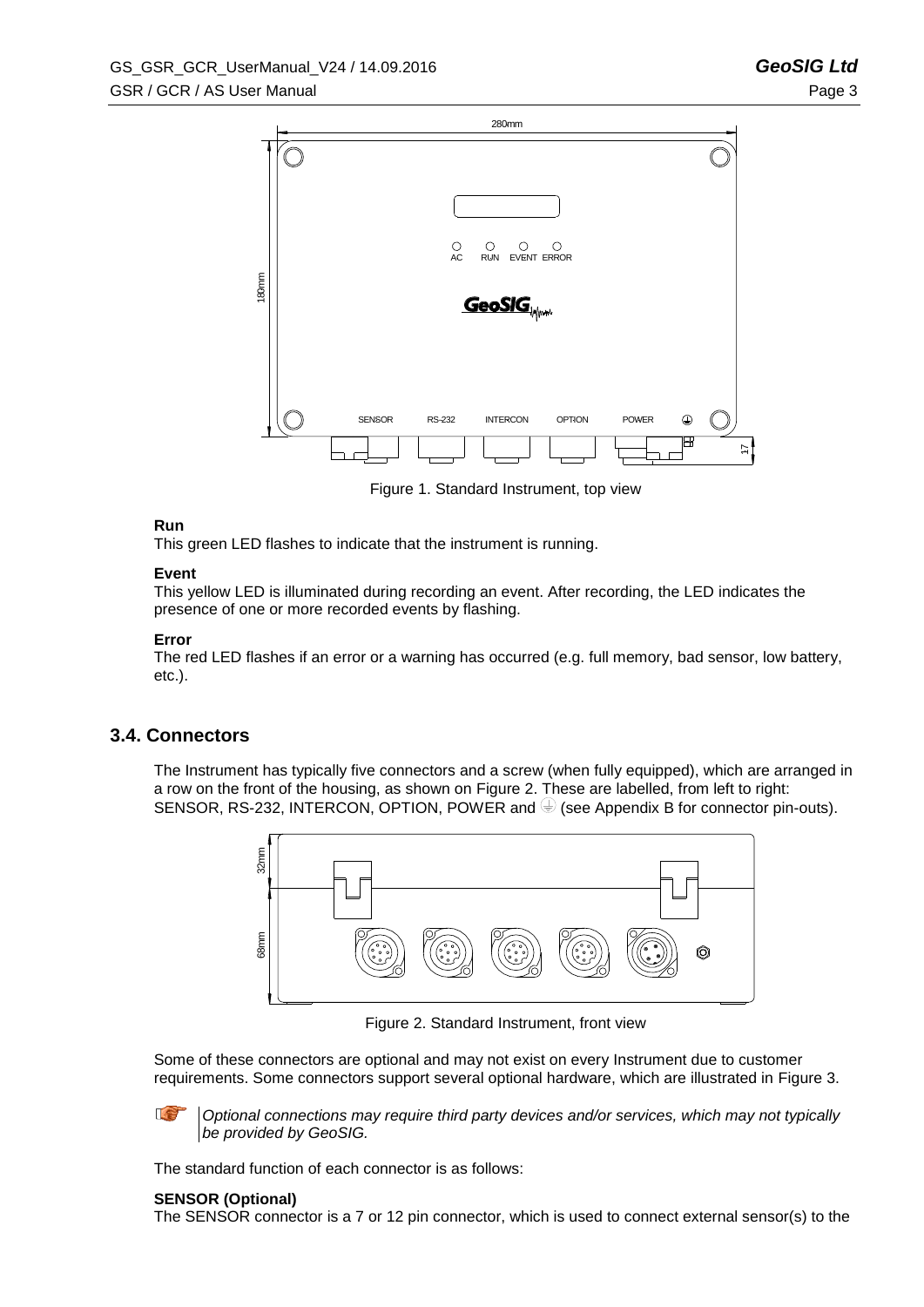Figure 1. Standard Instrument, top view

**Run**
This green LED flashes to indicate that the instrument is running.

**Event**
This yellow LED is illuminated during recording an event. After recording, the LED indicates the presence of one or more recorded events by flashing.

**Error**
The red LED flashes if an error or a warning has occurred (e.g. full memory, bad sensor, low battery, etc.).

## 3.4. Connectors

The Instrument has typically five connectors and a screw (when fully equipped), which are arranged in a row on the front of the housing, as shown on Figure 2. These are labelled, from left to right: SENSOR, RS-232, INTERCON, OPTION, POWER and ⏚ (see Appendix B for connector pin-outs).

Figure 2. Standard Instrument, front view

Some of these connectors are optional and may not exist on every Instrument due to customer requirements. Some connectors support several optional hardware, which are illustrated in Figure 3.

*Optional connections may require third party devices and/or services, which may not typically be provided by GeoSIG.*

The standard function of each connector is as follows:

**SENSOR (Optional)**
The SENSOR connector is a 7 or 12 pin connector, which is used to connect external sensor(s) to the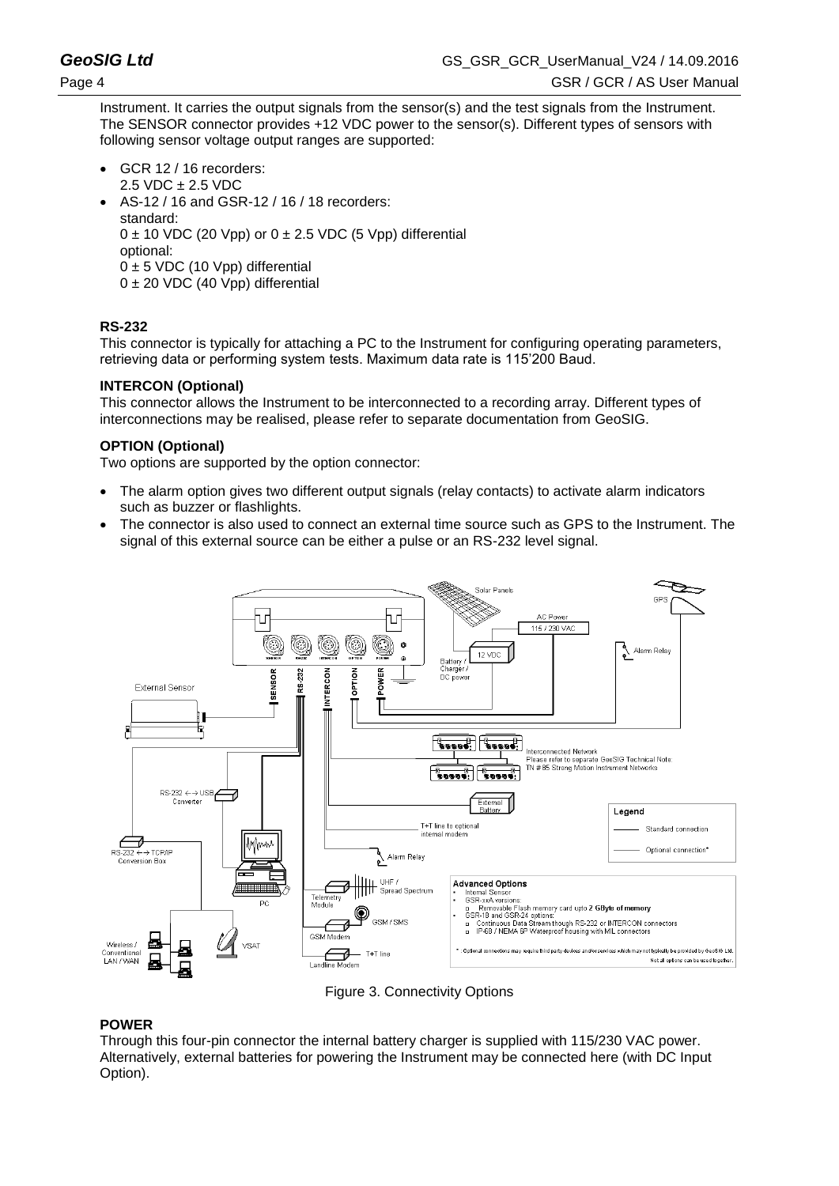Instrument. It carries the output signals from the sensor(s) and the test signals from the Instrument. The SENSOR connector provides +12 VDC power to the sensor(s). Different types of sensors with following sensor voltage output ranges are supported:

- GCR 12 / 16 recorders:
  2.5 VDC ± 2.5 VDC
- AS-12 / 16 and GSR-12 / 16 / 18 recorders:
  standard:
  0 ± 10 VDC (20 Vpp) or 0 ± 2.5 VDC (5 Vpp) differential
  optional:
  0 ± 5 VDC (10 Vpp) differential
  0 ± 20 VDC (40 Vpp) differential

**RS-232**

This connector is typically for attaching a PC to the Instrument for configuring operating parameters, retrieving data or performing system tests. Maximum data rate is 115'200 Baud.

**INTERCON (Optional)**

This connector allows the Instrument to be interconnected to a recording array. Different types of interconnections may be realised, please refer to separate documentation from GeoSIG.

**OPTION (Optional)**

Two options are supported by the option connector:

- The alarm option gives two different output signals (relay contacts) to activate alarm indicators such as buzzer or flashlights.
- The connector is also used to connect an external time source such as GPS to the Instrument. The signal of this external source can be either a pulse or an RS-232 level signal.

Figure 3. Connectivity Options

**POWER**

Through this four-pin connector the internal battery charger is supplied with 115/230 VAC power. Alternatively, external batteries for powering the Instrument may be connected here (with DC Input Option).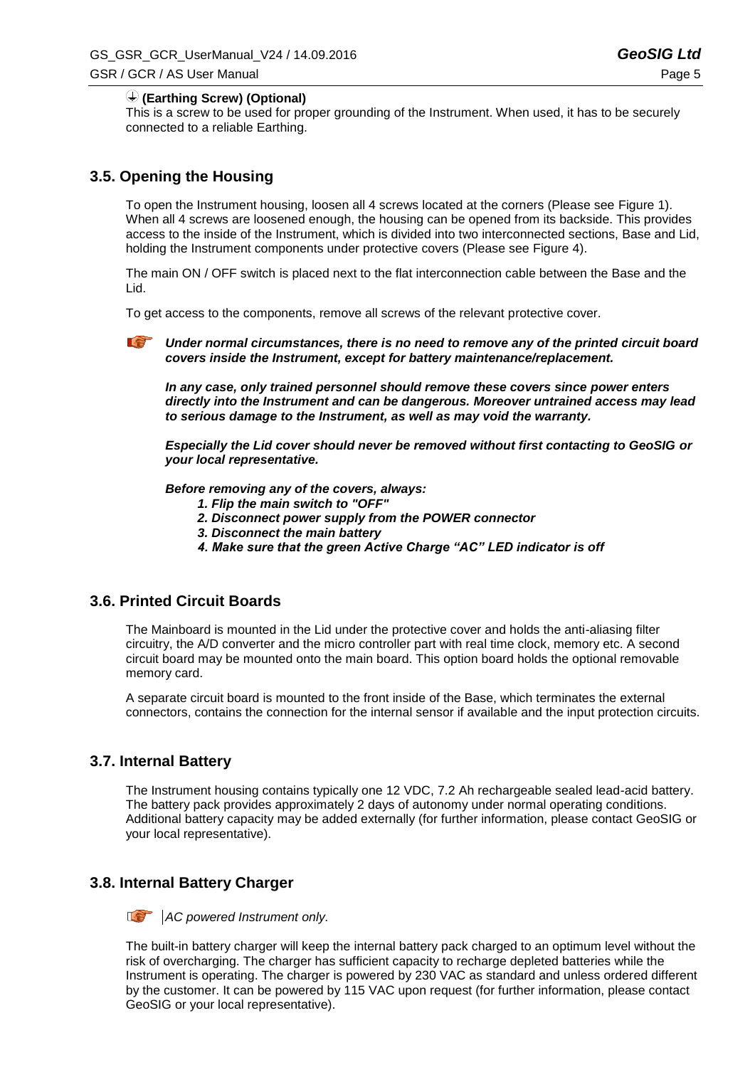**⏚ (Earthing Screw) (Optional)**

This is a screw to be used for proper grounding of the Instrument. When used, it has to be securely connected to a reliable Earthing.

## 3.5. Opening the Housing

To open the Instrument housing, loosen all 4 screws located at the corners (Please see Figure 1). When all 4 screws are loosened enough, the housing can be opened from its backside. This provides access to the inside of the Instrument, which is divided into two interconnected sections, Base and Lid, holding the Instrument components under protective covers (Please see Figure 4).

The main ON / OFF switch is placed next to the flat interconnection cable between the Base and the Lid.

To get access to the components, remove all screws of the relevant protective cover.

***Under normal circumstances, there is no need to remove any of the printed circuit board covers inside the Instrument, except for battery maintenance/replacement.***

***In any case, only trained personnel should remove these covers since power enters directly into the Instrument and can be dangerous. Moreover untrained access may lead to serious damage to the Instrument, as well as may void the warranty.***

***Especially the Lid cover should never be removed without first contacting to GeoSIG or your local representative.***

***Before removing any of the covers, always:***

1. ***Flip the main switch to "OFF"***
2. ***Disconnect power supply from the POWER connector***
3. ***Disconnect the main battery***
4. ***Make sure that the green Active Charge "AC" LED indicator is off***

## 3.6. Printed Circuit Boards

The Mainboard is mounted in the Lid under the protective cover and holds the anti-aliasing filter circuitry, the A/D converter and the micro controller part with real time clock, memory etc. A second circuit board may be mounted onto the main board. This option board holds the optional removable memory card.

A separate circuit board is mounted to the front inside of the Base, which terminates the external connectors, contains the connection for the internal sensor if available and the input protection circuits.

## 3.7. Internal Battery

The Instrument housing contains typically one 12 VDC, 7.2 Ah rechargeable sealed lead-acid battery. The battery pack provides approximately 2 days of autonomy under normal operating conditions. Additional battery capacity may be added externally (for further information, please contact GeoSIG or your local representative).

## 3.8. Internal Battery Charger

*AC powered Instrument only.*

The built-in battery charger will keep the internal battery pack charged to an optimum level without the risk of overcharging. The charger has sufficient capacity to recharge depleted batteries while the Instrument is operating. The charger is powered by 230 VAC as standard and unless ordered different by the customer. It can be powered by 115 VAC upon request (for further information, please contact GeoSIG or your local representative).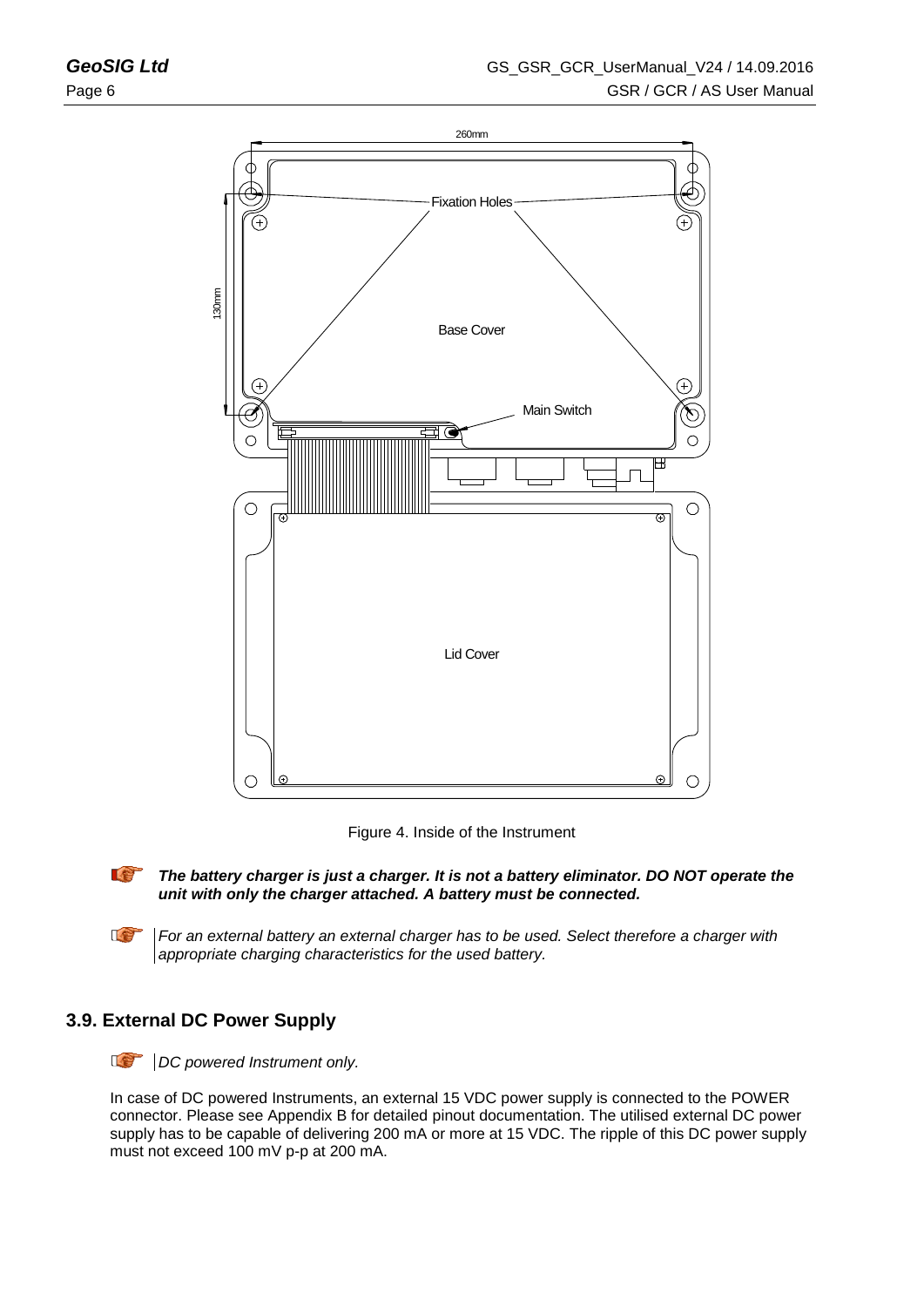Figure 4. Inside of the Instrument

***The battery charger is just a charger. It is not a battery eliminator. DO NOT operate the unit with only the charger attached. A battery must be connected.***

*For an external battery an external charger has to be used. Select therefore a charger with appropriate charging characteristics for the used battery.*

## 3.9. External DC Power Supply

*DC powered Instrument only.*

In case of DC powered Instruments, an external 15 VDC power supply is connected to the POWER connector. Please see Appendix B for detailed pinout documentation. The utilised external DC power supply has to be capable of delivering 200 mA or more at 15 VDC. The ripple of this DC power supply must not exceed 100 mV p-p at 200 mA.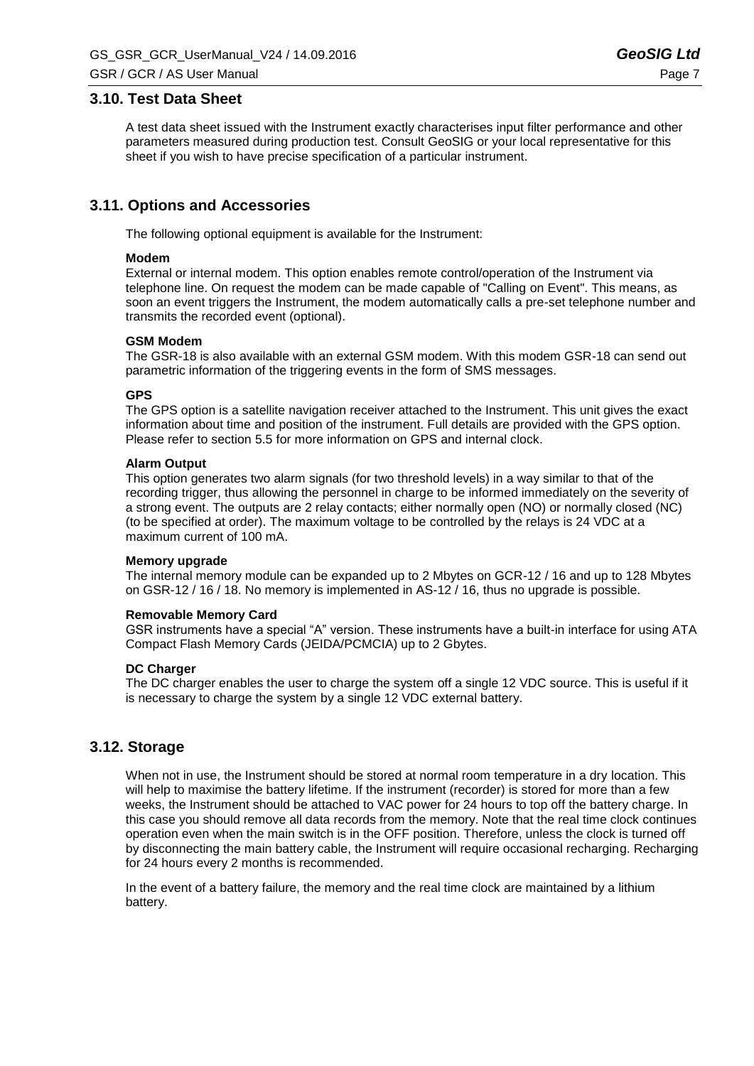## 3.10. Test Data Sheet

A test data sheet issued with the Instrument exactly characterises input filter performance and other parameters measured during production test. Consult GeoSIG or your local representative for this sheet if you wish to have precise specification of a particular instrument.

## 3.11. Options and Accessories

The following optional equipment is available for the Instrument:

**Modem**
External or internal modem. This option enables remote control/operation of the Instrument via telephone line. On request the modem can be made capable of "Calling on Event". This means, as soon an event triggers the Instrument, the modem automatically calls a pre-set telephone number and transmits the recorded event (optional).

**GSM Modem**
The GSR-18 is also available with an external GSM modem. With this modem GSR-18 can send out parametric information of the triggering events in the form of SMS messages.

**GPS**
The GPS option is a satellite navigation receiver attached to the Instrument. This unit gives the exact information about time and position of the instrument. Full details are provided with the GPS option. Please refer to section 5.5 for more information on GPS and internal clock.

**Alarm Output**
This option generates two alarm signals (for two threshold levels) in a way similar to that of the recording trigger, thus allowing the personnel in charge to be informed immediately on the severity of a strong event. The outputs are 2 relay contacts; either normally open (NO) or normally closed (NC) (to be specified at order). The maximum voltage to be controlled by the relays is 24 VDC at a maximum current of 100 mA.

**Memory upgrade**
The internal memory module can be expanded up to 2 Mbytes on GCR-12 / 16 and up to 128 Mbytes on GSR-12 / 16 / 18. No memory is implemented in AS-12 / 16, thus no upgrade is possible.

**Removable Memory Card**
GSR instruments have a special “A” version. These instruments have a built-in interface for using ATA Compact Flash Memory Cards (JEIDA/PCMCIA) up to 2 Gbytes.

**DC Charger**
The DC charger enables the user to charge the system off a single 12 VDC source. This is useful if it is necessary to charge the system by a single 12 VDC external battery.

## 3.12. Storage

When not in use, the Instrument should be stored at normal room temperature in a dry location. This will help to maximise the battery lifetime. If the instrument (recorder) is stored for more than a few weeks, the Instrument should be attached to VAC power for 24 hours to top off the battery charge. In this case you should remove all data records from the memory. Note that the real time clock continues operation even when the main switch is in the OFF position. Therefore, unless the clock is turned off by disconnecting the main battery cable, the Instrument will require occasional recharging. Recharging for 24 hours every 2 months is recommended.

In the event of a battery failure, the memory and the real time clock are maintained by a lithium battery.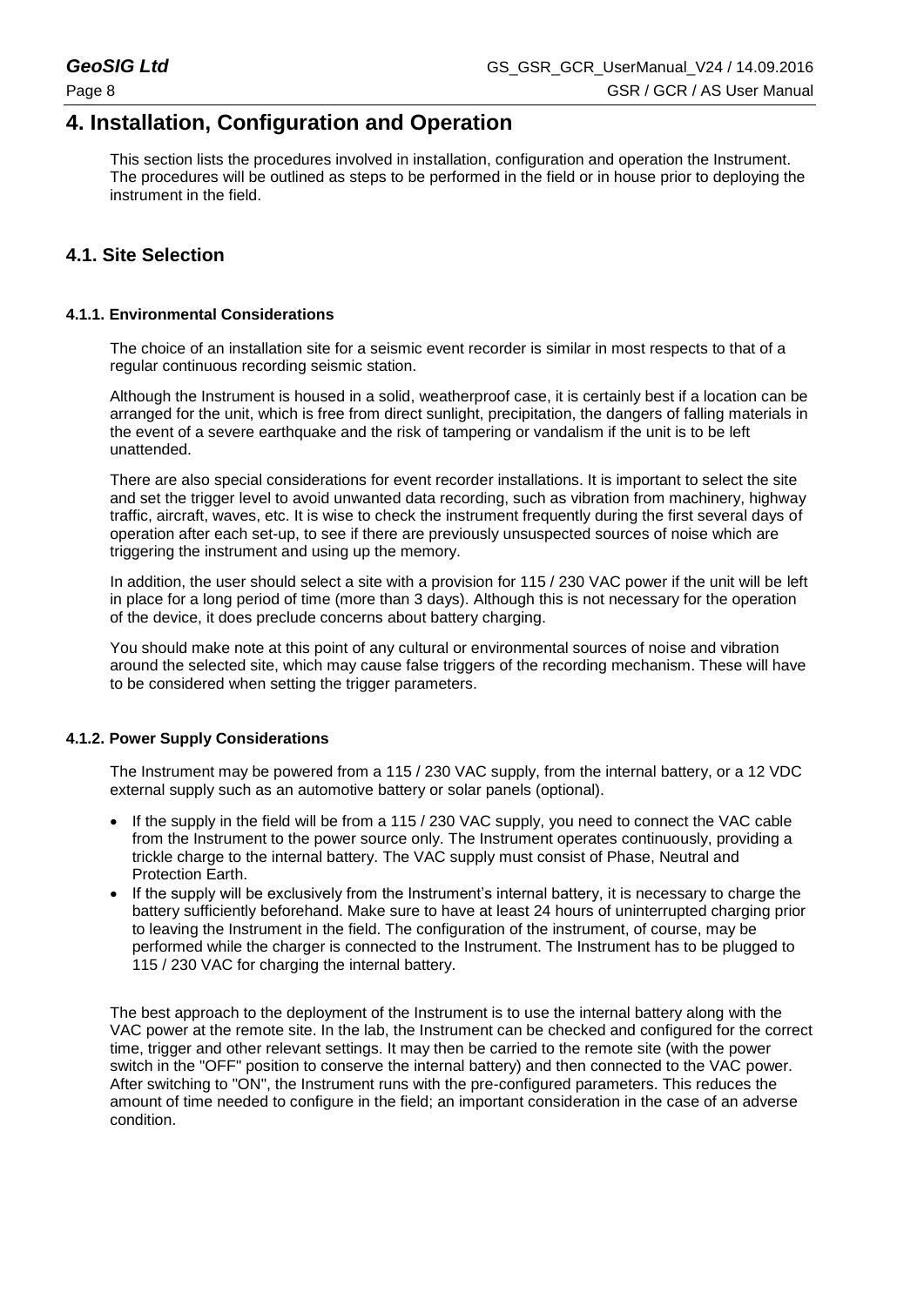# 4. Installation, Configuration and Operation

This section lists the procedures involved in installation, configuration and operation the Instrument. The procedures will be outlined as steps to be performed in the field or in house prior to deploying the instrument in the field.

## 4.1. Site Selection

### 4.1.1. Environmental Considerations

The choice of an installation site for a seismic event recorder is similar in most respects to that of a regular continuous recording seismic station.

Although the Instrument is housed in a solid, weatherproof case, it is certainly best if a location can be arranged for the unit, which is free from direct sunlight, precipitation, the dangers of falling materials in the event of a severe earthquake and the risk of tampering or vandalism if the unit is to be left unattended.

There are also special considerations for event recorder installations. It is important to select the site and set the trigger level to avoid unwanted data recording, such as vibration from machinery, highway traffic, aircraft, waves, etc. It is wise to check the instrument frequently during the first several days of operation after each set-up, to see if there are previously unsuspected sources of noise which are triggering the instrument and using up the memory.

In addition, the user should select a site with a provision for 115 / 230 VAC power if the unit will be left in place for a long period of time (more than 3 days). Although this is not necessary for the operation of the device, it does preclude concerns about battery charging.

You should make note at this point of any cultural or environmental sources of noise and vibration around the selected site, which may cause false triggers of the recording mechanism. These will have to be considered when setting the trigger parameters.

### 4.1.2. Power Supply Considerations

The Instrument may be powered from a 115 / 230 VAC supply, from the internal battery, or a 12 VDC external supply such as an automotive battery or solar panels (optional).

- If the supply in the field will be from a 115 / 230 VAC supply, you need to connect the VAC cable from the Instrument to the power source only. The Instrument operates continuously, providing a trickle charge to the internal battery. The VAC supply must consist of Phase, Neutral and Protection Earth.
- If the supply will be exclusively from the Instrument's internal battery, it is necessary to charge the battery sufficiently beforehand. Make sure to have at least 24 hours of uninterrupted charging prior to leaving the Instrument in the field. The configuration of the instrument, of course, may be performed while the charger is connected to the Instrument. The Instrument has to be plugged to 115 / 230 VAC for charging the internal battery.

The best approach to the deployment of the Instrument is to use the internal battery along with the VAC power at the remote site. In the lab, the Instrument can be checked and configured for the correct time, trigger and other relevant settings. It may then be carried to the remote site (with the power switch in the "OFF" position to conserve the internal battery) and then connected to the VAC power. After switching to "ON", the Instrument runs with the pre-configured parameters. This reduces the amount of time needed to configure in the field; an important consideration in the case of an adverse condition.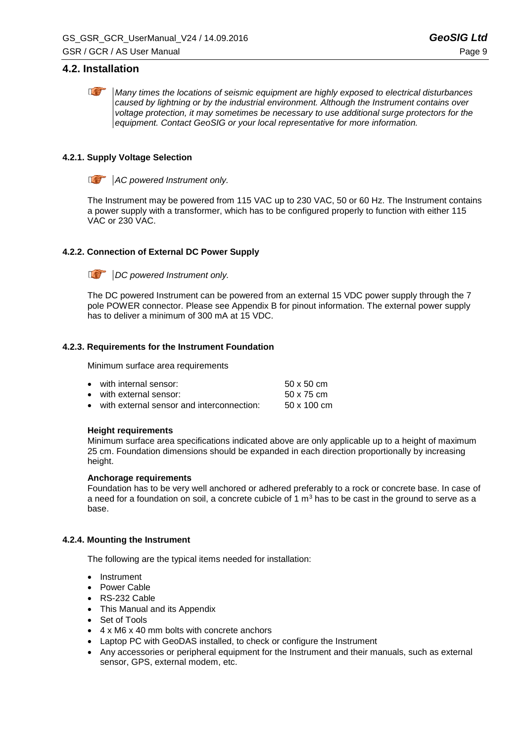## 4.2. Installation

*Many times the locations of seismic equipment are highly exposed to electrical disturbances caused by lightning or by the industrial environment. Although the Instrument contains over voltage protection, it may sometimes be necessary to use additional surge protectors for the equipment. Contact GeoSIG or your local representative for more information.*

### 4.2.1. Supply Voltage Selection

*AC powered Instrument only.*

The Instrument may be powered from 115 VAC up to 230 VAC, 50 or 60 Hz. The Instrument contains a power supply with a transformer, which has to be configured properly to function with either 115 VAC or 230 VAC.

### 4.2.2. Connection of External DC Power Supply

*DC powered Instrument only.*

The DC powered Instrument can be powered from an external 15 VDC power supply through the 7 pole POWER connector. Please see Appendix B for pinout information. The external power supply has to deliver a minimum of 300 mA at 15 VDC.

### 4.2.3. Requirements for the Instrument Foundation

Minimum surface area requirements

- with internal sensor: 50 x 50 cm
- with external sensor: 50 x 75 cm
- with external sensor and interconnection: 50 x 100 cm

**Height requirements**

Minimum surface area specifications indicated above are only applicable up to a height of maximum 25 cm. Foundation dimensions should be expanded in each direction proportionally by increasing height.

**Anchorage requirements**

Foundation has to be very well anchored or adhered preferably to a rock or concrete base. In case of a need for a foundation on soil, a concrete cubicle of 1 $m^3$ has to be cast in the ground to serve as a base.

### 4.2.4. Mounting the Instrument

The following are the typical items needed for installation:

- Instrument
- Power Cable
- RS-232 Cable
- This Manual and its Appendix
- Set of Tools
- 4 x M6 x 40 mm bolts with concrete anchors
- Laptop PC with GeoDAS installed, to check or configure the Instrument
- Any accessories or peripheral equipment for the Instrument and their manuals, such as external sensor, GPS, external modem, etc.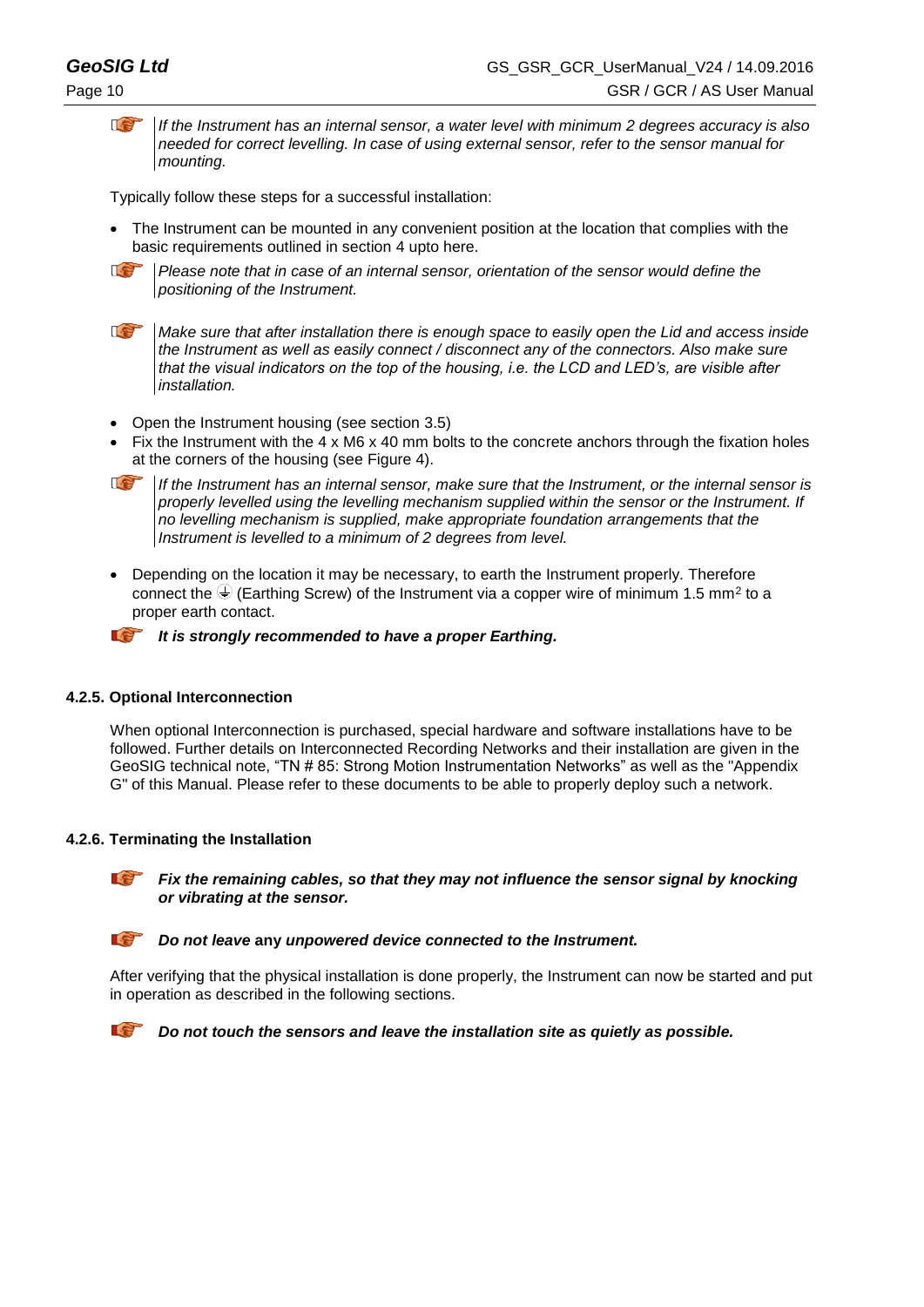*If the Instrument has an internal sensor, a water level with minimum 2 degrees accuracy is also needed for correct levelling. In case of using external sensor, refer to the sensor manual for mounting.*

Typically follow these steps for a successful installation:

- The Instrument can be mounted in any convenient position at the location that complies with the basic requirements outlined in section 4 upto here.

*Please note that in case of an internal sensor, orientation of the sensor would define the positioning of the Instrument.*

*Make sure that after installation there is enough space to easily open the Lid and access inside the Instrument as well as easily connect / disconnect any of the connectors. Also make sure that the visual indicators on the top of the housing, i.e. the LCD and LED's, are visible after installation.*

- Open the Instrument housing (see section 3.5)
- Fix the Instrument with the 4 x M6 x 40 mm bolts to the concrete anchors through the fixation holes at the corners of the housing (see Figure 4).

*If the Instrument has an internal sensor, make sure that the Instrument, or the internal sensor is properly levelled using the levelling mechanism supplied within the sensor or the Instrument. If no levelling mechanism is supplied, make appropriate foundation arrangements that the Instrument is levelled to a minimum of 2 degrees from level.*

- Depending on the location it may be necessary, to earth the Instrument properly. Therefore connect the ⏚ (Earthing Screw) of the Instrument via a copper wire of minimum 1.5 mm$^2$ to a proper earth contact.

***It is strongly recommended to have a proper Earthing.***

### 4.2.5. Optional Interconnection

When optional Interconnection is purchased, special hardware and software installations have to be followed. Further details on Interconnected Recording Networks and their installation are given in the GeoSIG technical note, "TN # 85: Strong Motion Instrumentation Networks" as well as the "Appendix G" of this Manual. Please refer to these documents to be able to properly deploy such a network.

### 4.2.6. Terminating the Installation

***Fix the remaining cables, so that they may not influence the sensor signal by knocking or vibrating at the sensor.***

***Do not leave* any *unpowered device connected to the Instrument.***

After verifying that the physical installation is done properly, the Instrument can now be started and put in operation as described in the following sections.

***Do not touch the sensors and leave the installation site as quietly as possible.***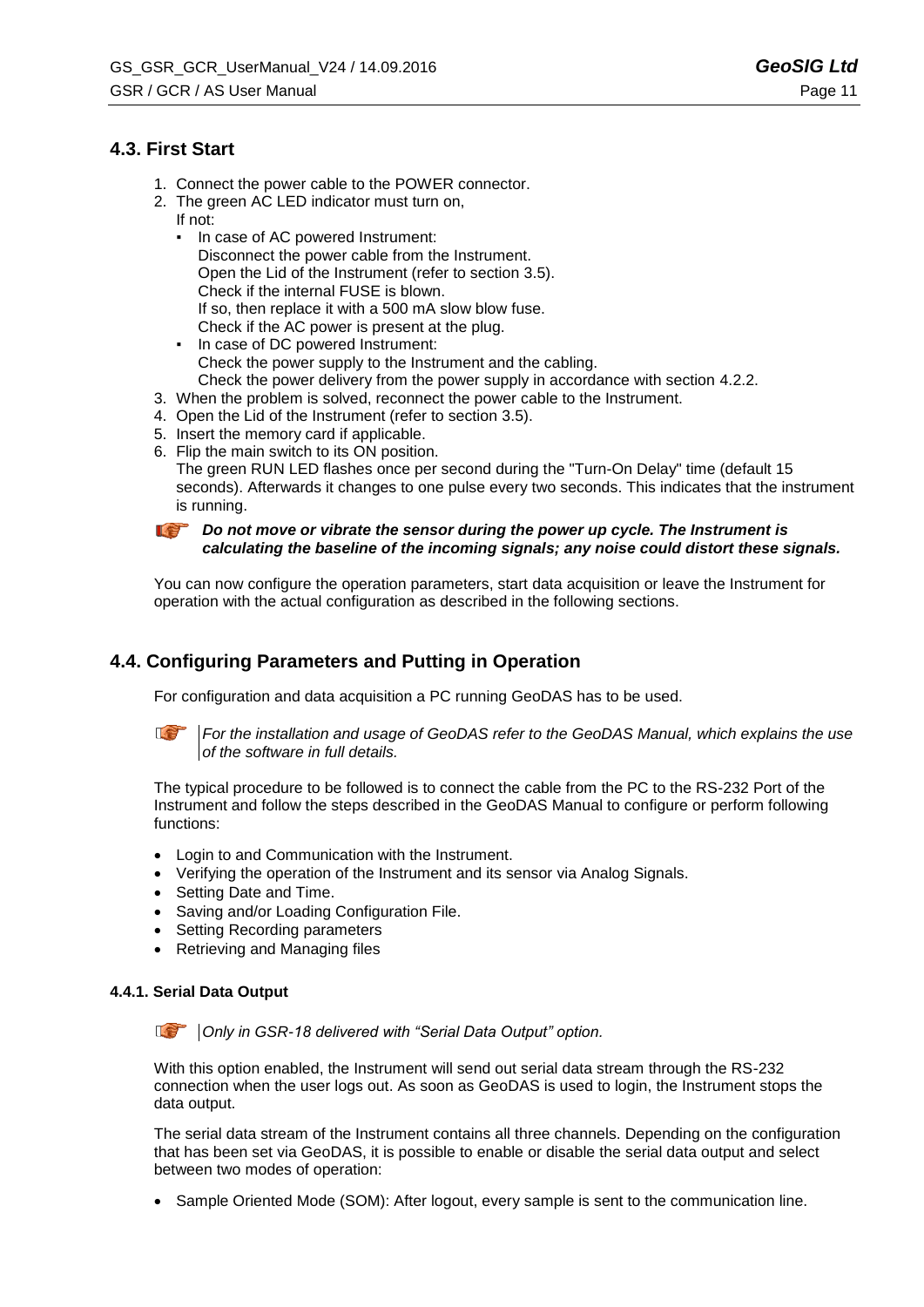## 4.3. First Start

1. Connect the power cable to the POWER connector.
2. The green AC LED indicator must turn on,
   If not:
   - In case of AC powered Instrument:
     Disconnect the power cable from the Instrument.
     Open the Lid of the Instrument (refer to section 3.5).
     Check if the internal FUSE is blown.
     If so, then replace it with a 500 mA slow blow fuse.
     Check if the AC power is present at the plug.
   - In case of DC powered Instrument:
     Check the power supply to the Instrument and the cabling.
     Check the power delivery from the power supply in accordance with section 4.2.2.
3. When the problem is solved, reconnect the power cable to the Instrument.
4. Open the Lid of the Instrument (refer to section 3.5).
5. Insert the memory card if applicable.
6. Flip the main switch to its ON position.
   The green RUN LED flashes once per second during the "Turn-On Delay" time (default 15 seconds). Afterwards it changes to one pulse every two seconds. This indicates that the instrument is running.

***Do not move or vibrate the sensor during the power up cycle. The Instrument is calculating the baseline of the incoming signals; any noise could distort these signals.***

You can now configure the operation parameters, start data acquisition or leave the Instrument for operation with the actual configuration as described in the following sections.

## 4.4. Configuring Parameters and Putting in Operation

For configuration and data acquisition a PC running GeoDAS has to be used.

*For the installation and usage of GeoDAS refer to the GeoDAS Manual, which explains the use of the software in full details.*

The typical procedure to be followed is to connect the cable from the PC to the RS-232 Port of the Instrument and follow the steps described in the GeoDAS Manual to configure or perform following functions:

- Login to and Communication with the Instrument.
- Verifying the operation of the Instrument and its sensor via Analog Signals.
- Setting Date and Time.
- Saving and/or Loading Configuration File.
- Setting Recording parameters
- Retrieving and Managing files

#### 4.4.1. Serial Data Output

*Only in GSR-18 delivered with "Serial Data Output" option.*

With this option enabled, the Instrument will send out serial data stream through the RS-232 connection when the user logs out. As soon as GeoDAS is used to login, the Instrument stops the data output.

The serial data stream of the Instrument contains all three channels. Depending on the configuration that has been set via GeoDAS, it is possible to enable or disable the serial data output and select between two modes of operation:

- Sample Oriented Mode (SOM): After logout, every sample is sent to the communication line.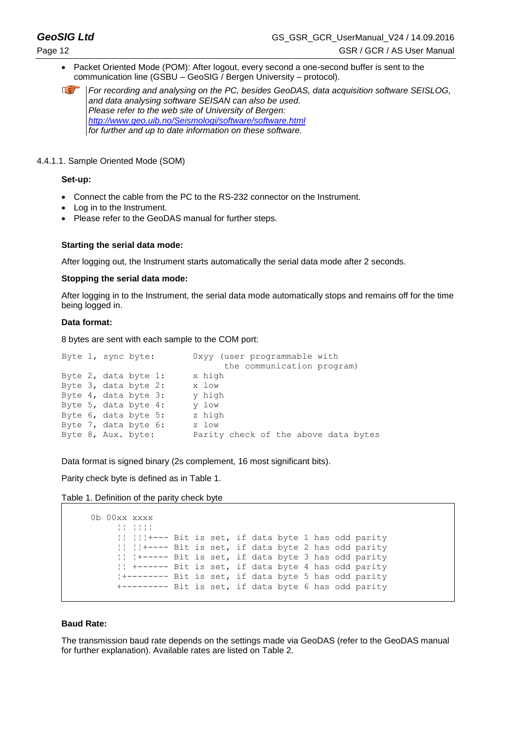- Packet Oriented Mode (POM): After logout, every second a one-second buffer is sent to the communication line (GSBU – GeoSIG / Bergen University – protocol).

*For recording and analysing on the PC, besides GeoDAS, data acquisition software SEISLOG, and data analysing software SEISAN can also be used.*
*Please refer to the web site of University of Bergen:*
*http://www.geo.uib.no/Seismologi/software/software.html*
*for further and up to date information on these software.*

4.4.1.1. Sample Oriented Mode (SOM)

**Set-up:**

- Connect the cable from the PC to the RS-232 connector on the Instrument.
- Log in to the Instrument.
- Please refer to the GeoDAS manual for further steps.

**Starting the serial data mode:**

After logging out, the Instrument starts automatically the serial data mode after 2 seconds.

**Stopping the serial data mode:**

After logging in to the Instrument, the serial data mode automatically stops and remains off for the time being logged in.

**Data format:**

8 bytes are sent with each sample to the COM port:

```
Byte 1, sync byte:        0xyy (user programmable with
                               the communication program)
Byte 2, data byte 1:      x high
Byte 3, data byte 2:      x low
Byte 4, data byte 3:      y high
Byte 5, data byte 4:      y low
Byte 6, data byte 5:      z high
Byte 7, data byte 6:      z low
Byte 8, Aux. byte:        Parity check of the above data bytes
```

Data format is signed binary (2s complement, 16 most significant bits).

Parity check byte is defined as in Table 1.

Table 1. Definition of the parity check byte

```
0b 00xx xxxx
     ¦¦ ¦¦¦¦
     ¦¦ ¦¦¦+--- Bit is set, if data byte 1 has odd parity
     ¦¦ ¦¦+---- Bit is set, if data byte 2 has odd parity
     ¦¦ ¦+----- Bit is set, if data byte 3 has odd parity
     ¦¦ +------ Bit is set, if data byte 4 has odd parity
     ¦+-------- Bit is set, if data byte 5 has odd parity
     +--------- Bit is set, if data byte 6 has odd parity
```

**Baud Rate:**

The transmission baud rate depends on the settings made via GeoDAS (refer to the GeoDAS manual for further explanation). Available rates are listed on Table 2.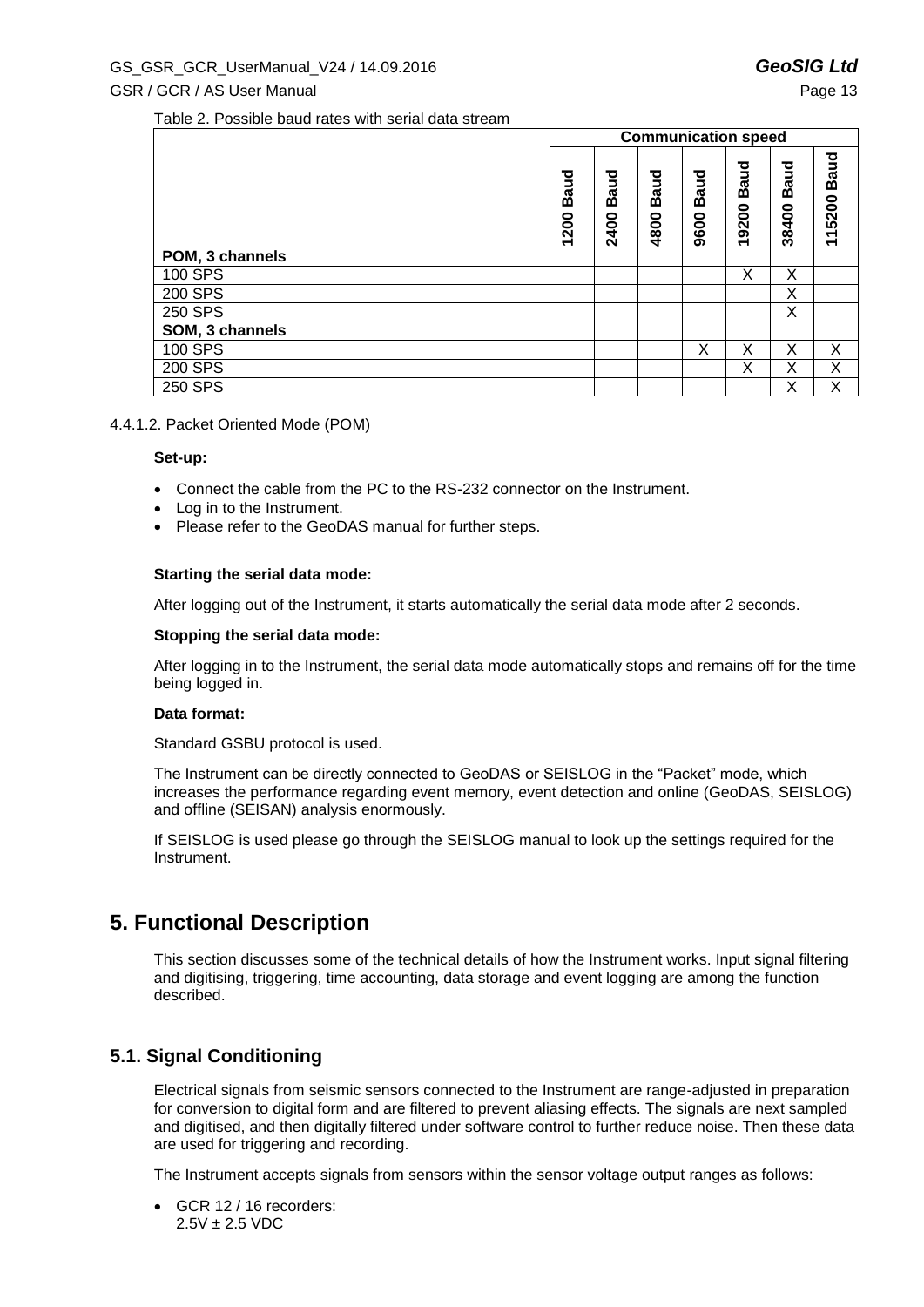Table 2. Possible baud rates with serial data stream

| | Communication speed | | | | | | |
|---|---|---|---|---|---|---|---|
| | 1200 Baud | 2400 Baud | 4800 Baud | 9600 Baud | 19200 Baud | 38400 Baud | 115200 Baud |
| **POM, 3 channels** | | | | | | | |
| 100 SPS | | | | | X | X | |
| 200 SPS | | | | | | X | |
| 250 SPS | | | | | | X | |
| **SOM, 3 channels** | | | | | | | |
| 100 SPS | | | | X | X | X | X |
| 200 SPS | | | | | X | X | X |
| 250 SPS | | | | | | X | X |

4.4.1.2. Packet Oriented Mode (POM)

**Set-up:**

- Connect the cable from the PC to the RS-232 connector on the Instrument.
- Log in to the Instrument.
- Please refer to the GeoDAS manual for further steps.

**Starting the serial data mode:**

After logging out of the Instrument, it starts automatically the serial data mode after 2 seconds.

**Stopping the serial data mode:**

After logging in to the Instrument, the serial data mode automatically stops and remains off for the time being logged in.

**Data format:**

Standard GSBU protocol is used.

The Instrument can be directly connected to GeoDAS or SEISLOG in the “Packet” mode, which increases the performance regarding event memory, event detection and online (GeoDAS, SEISLOG) and offline (SEISAN) analysis enormously.

If SEISLOG is used please go through the SEISLOG manual to look up the settings required for the Instrument.

# 5. Functional Description

This section discusses some of the technical details of how the Instrument works. Input signal filtering and digitising, triggering, time accounting, data storage and event logging are among the function described.

## 5.1. Signal Conditioning

Electrical signals from seismic sensors connected to the Instrument are range-adjusted in preparation for conversion to digital form and are filtered to prevent aliasing effects. The signals are next sampled and digitised, and then digitally filtered under software control to further reduce noise. Then these data are used for triggering and recording.

The Instrument accepts signals from sensors within the sensor voltage output ranges as follows:

- GCR 12 / 16 recorders:
  2.5V ± 2.5 VDC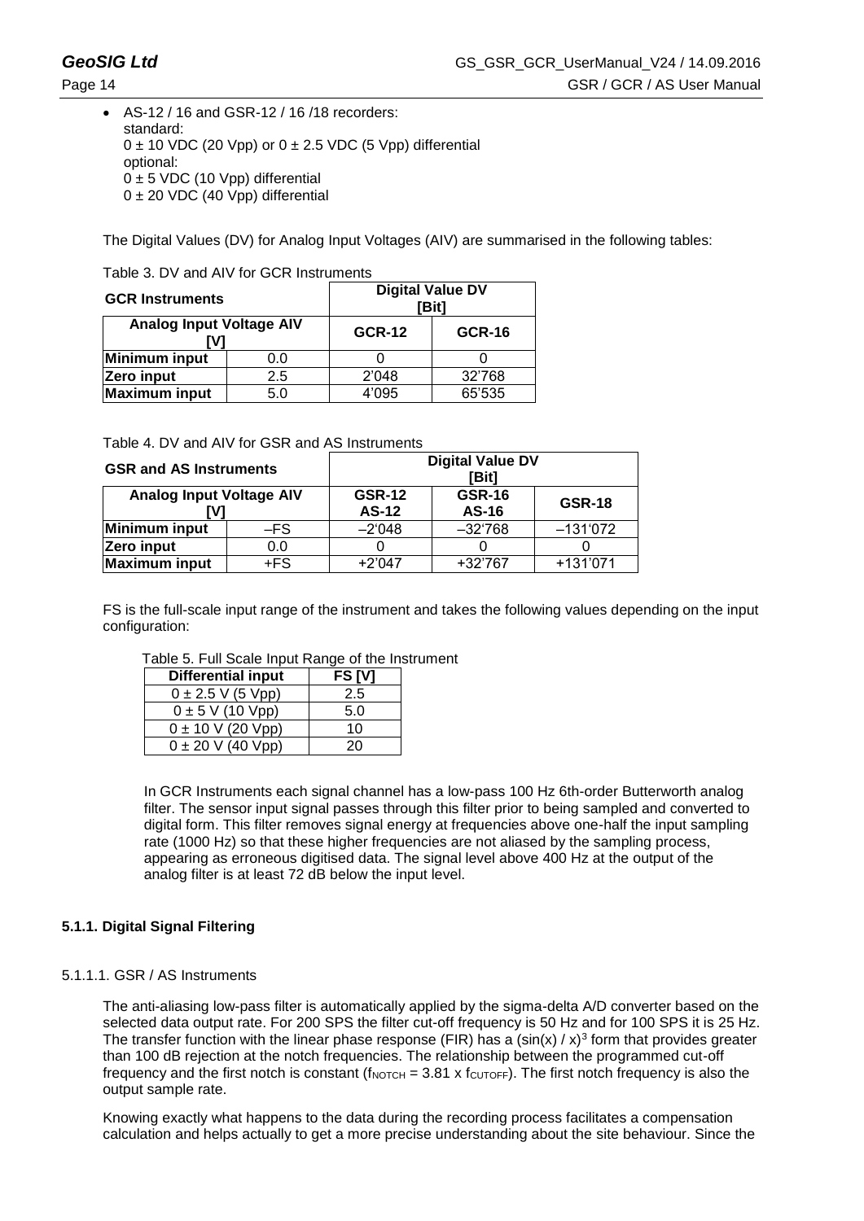- AS-12 / 16 and GSR-12 / 16 /18 recorders:
  standard:
  0 ± 10 VDC (20 Vpp) or 0 ± 2.5 VDC (5 Vpp) differential
  optional:
  0 ± 5 VDC (10 Vpp) differential
  0 ± 20 VDC (40 Vpp) differential

The Digital Values (DV) for Analog Input Voltages (AIV) are summarised in the following tables:

Table 3. DV and AIV for GCR Instruments

| **GCR Instruments** | | **Digital Value DV [Bit]** | |
|---|---|---|---|
| **Analog Input Voltage AIV [V]** | | **GCR-12** | **GCR-16** |
| **Minimum input** | 0.0 | 0 | 0 |
| **Zero input** | 2.5 | 2'048 | 32'768 |
| **Maximum input** | 5.0 | 4'095 | 65'535 |

Table 4. DV and AIV for GSR and AS Instruments

| **GSR and AS Instruments** | | **Digital Value DV [Bit]** | | |
|---|---|---|---|---|
| **Analog Input Voltage AIV [V]** | | **GSR-12 AS-12** | **GSR-16 AS-16** | **GSR-18** |
| **Minimum input** | –FS | –2'048 | –32'768 | –131'072 |
| **Zero input** | 0.0 | 0 | 0 | 0 |
| **Maximum input** | +FS | +2'047 | +32'767 | +131'071 |

FS is the full-scale input range of the instrument and takes the following values depending on the input configuration:

Table 5. Full Scale Input Range of the Instrument

| **Differential input** | **FS [V]** |
|---|---|
| 0 ± 2.5 V (5 Vpp) | 2.5 |
| 0 ± 5 V (10 Vpp) | 5.0 |
| 0 ± 10 V (20 Vpp) | 10 |
| 0 ± 20 V (40 Vpp) | 20 |

In GCR Instruments each signal channel has a low-pass 100 Hz 6th-order Butterworth analog filter. The sensor input signal passes through this filter prior to being sampled and converted to digital form. This filter removes signal energy at frequencies above one-half the input sampling rate (1000 Hz) so that these higher frequencies are not aliased by the sampling process, appearing as erroneous digitised data. The signal level above 400 Hz at the output of the analog filter is at least 72 dB below the input level.

### 5.1.1. Digital Signal Filtering

#### 5.1.1.1. GSR / AS Instruments

The anti-aliasing low-pass filter is automatically applied by the sigma-delta A/D converter based on the selected data output rate. For 200 SPS the filter cut-off frequency is 50 Hz and for 100 SPS it is 25 Hz. The transfer function with the linear phase response (FIR) has a $(\sin(x) / x)^3$ form that provides greater than 100 dB rejection at the notch frequencies. The relationship between the programmed cut-off frequency and the first notch is constant ($f_{NOTCH} = 3.81 \times f_{CUTOFF}$). The first notch frequency is also the output sample rate.

Knowing exactly what happens to the data during the recording process facilitates a compensation calculation and helps actually to get a more precise understanding about the site behaviour. Since the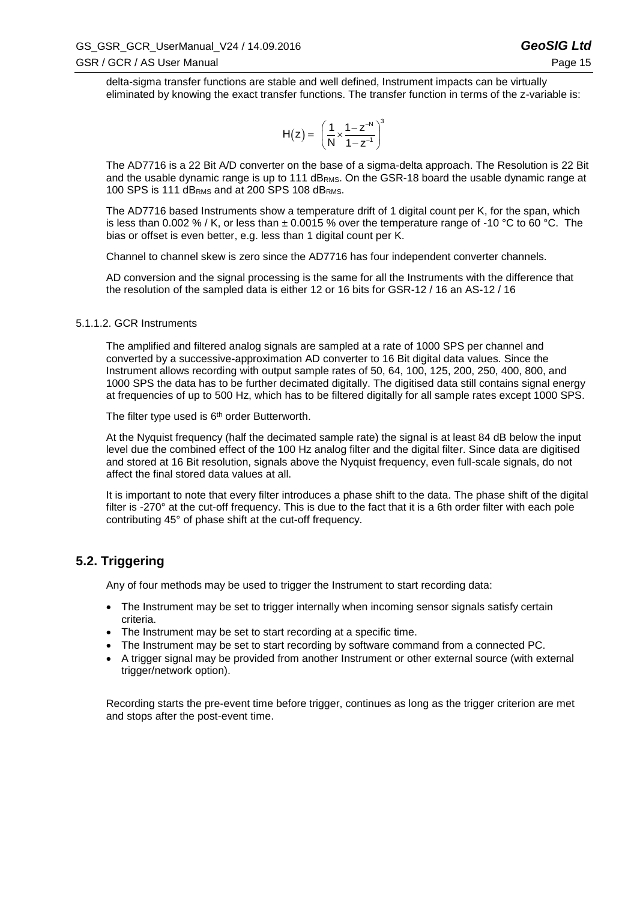delta-sigma transfer functions are stable and well defined, Instrument impacts can be virtually eliminated by knowing the exact transfer functions. The transfer function in terms of the z-variable is:

$$H(z) = \left(\frac{1}{N} \times \frac{1-z^{-N}}{1-z^{-1}}\right)^3$$

The AD7716 is a 22 Bit A/D converter on the base of a sigma-delta approach. The Resolution is 22 Bit and the usable dynamic range is up to 111 $dB_{RMS}$. On the GSR-18 board the usable dynamic range at 100 SPS is 111 $dB_{RMS}$ and at 200 SPS 108 $dB_{RMS}$.

The AD7716 based Instruments show a temperature drift of 1 digital count per K, for the span, which is less than 0.002 % / K, or less than ± 0.0015 % over the temperature range of -10 °C to 60 °C. The bias or offset is even better, e.g. less than 1 digital count per K.

Channel to channel skew is zero since the AD7716 has four independent converter channels.

AD conversion and the signal processing is the same for all the Instruments with the difference that the resolution of the sampled data is either 12 or 16 bits for GSR-12 / 16 an AS-12 / 16

#### 5.1.1.2. GCR Instruments

The amplified and filtered analog signals are sampled at a rate of 1000 SPS per channel and converted by a successive-approximation AD converter to 16 Bit digital data values. Since the Instrument allows recording with output sample rates of 50, 64, 100, 125, 200, 250, 400, 800, and 1000 SPS the data has to be further decimated digitally. The digitised data still contains signal energy at frequencies of up to 500 Hz, which has to be filtered digitally for all sample rates except 1000 SPS.

The filter type used is $6^{th}$ order Butterworth.

At the Nyquist frequency (half the decimated sample rate) the signal is at least 84 dB below the input level due the combined effect of the 100 Hz analog filter and the digital filter. Since data are digitised and stored at 16 Bit resolution, signals above the Nyquist frequency, even full-scale signals, do not affect the final stored data values at all.

It is important to note that every filter introduces a phase shift to the data. The phase shift of the digital filter is -270° at the cut-off frequency. This is due to the fact that it is a 6th order filter with each pole contributing 45° of phase shift at the cut-off frequency.

## 5.2. Triggering

Any of four methods may be used to trigger the Instrument to start recording data:

- The Instrument may be set to trigger internally when incoming sensor signals satisfy certain criteria.
- The Instrument may be set to start recording at a specific time.
- The Instrument may be set to start recording by software command from a connected PC.
- A trigger signal may be provided from another Instrument or other external source (with external trigger/network option).

Recording starts the pre-event time before trigger, continues as long as the trigger criterion are met and stops after the post-event time.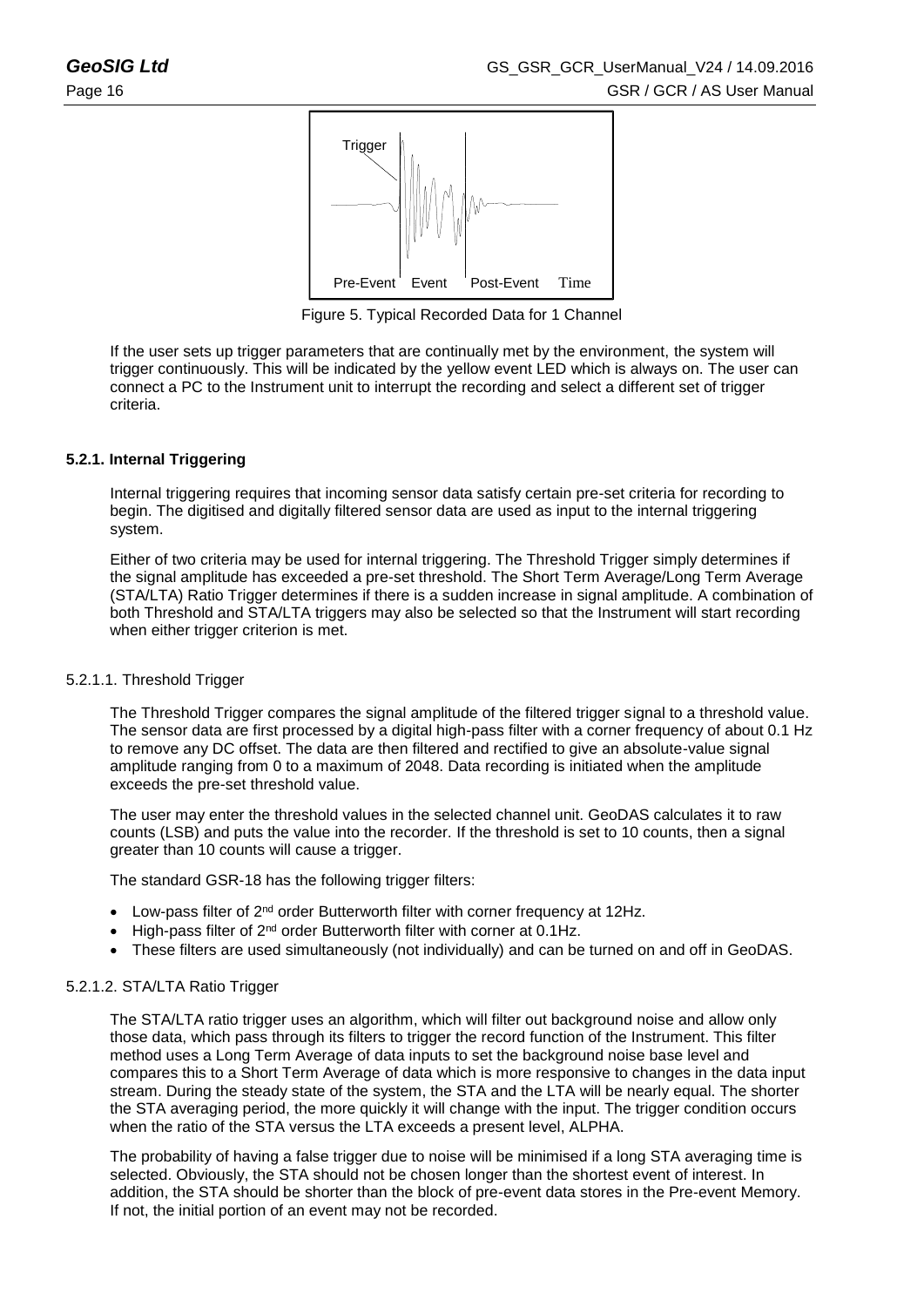Figure 5. Typical Recorded Data for 1 Channel

If the user sets up trigger parameters that are continually met by the environment, the system will trigger continuously. This will be indicated by the yellow event LED which is always on. The user can connect a PC to the Instrument unit to interrupt the recording and select a different set of trigger criteria.

### 5.2.1. Internal Triggering

Internal triggering requires that incoming sensor data satisfy certain pre-set criteria for recording to begin. The digitised and digitally filtered sensor data are used as input to the internal triggering system.

Either of two criteria may be used for internal triggering. The Threshold Trigger simply determines if the signal amplitude has exceeded a pre-set threshold. The Short Term Average/Long Term Average (STA/LTA) Ratio Trigger determines if there is a sudden increase in signal amplitude. A combination of both Threshold and STA/LTA triggers may also be selected so that the Instrument will start recording when either trigger criterion is met.

#### 5.2.1.1. Threshold Trigger

The Threshold Trigger compares the signal amplitude of the filtered trigger signal to a threshold value. The sensor data are first processed by a digital high-pass filter with a corner frequency of about 0.1 Hz to remove any DC offset. The data are then filtered and rectified to give an absolute-value signal amplitude ranging from 0 to a maximum of 2048. Data recording is initiated when the amplitude exceeds the pre-set threshold value.

The user may enter the threshold values in the selected channel unit. GeoDAS calculates it to raw counts (LSB) and puts the value into the recorder. If the threshold is set to 10 counts, then a signal greater than 10 counts will cause a trigger.

The standard GSR-18 has the following trigger filters:

- Low-pass filter of 2nd order Butterworth filter with corner frequency at 12Hz.
- High-pass filter of 2nd order Butterworth filter with corner at 0.1Hz.
- These filters are used simultaneously (not individually) and can be turned on and off in GeoDAS.

#### 5.2.1.2. STA/LTA Ratio Trigger

The STA/LTA ratio trigger uses an algorithm, which will filter out background noise and allow only those data, which pass through its filters to trigger the record function of the Instrument. This filter method uses a Long Term Average of data inputs to set the background noise base level and compares this to a Short Term Average of data which is more responsive to changes in the data input stream. During the steady state of the system, the STA and the LTA will be nearly equal. The shorter the STA averaging period, the more quickly it will change with the input. The trigger condition occurs when the ratio of the STA versus the LTA exceeds a present level, ALPHA.

The probability of having a false trigger due to noise will be minimised if a long STA averaging time is selected. Obviously, the STA should not be chosen longer than the shortest event of interest. In addition, the STA should be shorter than the block of pre-event data stores in the Pre-event Memory. If not, the initial portion of an event may not be recorded.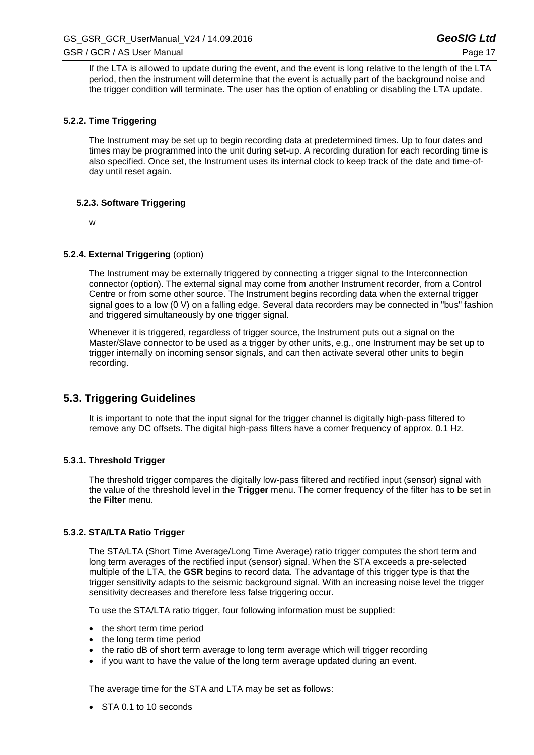If the LTA is allowed to update during the event, and the event is long relative to the length of the LTA period, then the instrument will determine that the event is actually part of the background noise and the trigger condition will terminate. The user has the option of enabling or disabling the LTA update.

#### 5.2.2. Time Triggering

The Instrument may be set up to begin recording data at predetermined times. Up to four dates and times may be programmed into the unit during set-up. A recording duration for each recording time is also specified. Once set, the Instrument uses its internal clock to keep track of the date and time-of-day until reset again.

#### 5.2.3. Software Triggering

w

#### 5.2.4. External Triggering (option)

The Instrument may be externally triggered by connecting a trigger signal to the Interconnection connector (option). The external signal may come from another Instrument recorder, from a Control Centre or from some other source. The Instrument begins recording data when the external trigger signal goes to a low (0 V) on a falling edge. Several data recorders may be connected in "bus" fashion and triggered simultaneously by one trigger signal.

Whenever it is triggered, regardless of trigger source, the Instrument puts out a signal on the Master/Slave connector to be used as a trigger by other units, e.g., one Instrument may be set up to trigger internally on incoming sensor signals, and can then activate several other units to begin recording.

## 5.3. Triggering Guidelines

It is important to note that the input signal for the trigger channel is digitally high-pass filtered to remove any DC offsets. The digital high-pass filters have a corner frequency of approx. 0.1 Hz.

#### 5.3.1. Threshold Trigger

The threshold trigger compares the digitally low-pass filtered and rectified input (sensor) signal with the value of the threshold level in the **Trigger** menu. The corner frequency of the filter has to be set in the **Filter** menu.

#### 5.3.2. STA/LTA Ratio Trigger

The STA/LTA (Short Time Average/Long Time Average) ratio trigger computes the short term and long term averages of the rectified input (sensor) signal. When the STA exceeds a pre-selected multiple of the LTA, the **GSR** begins to record data. The advantage of this trigger type is that the trigger sensitivity adapts to the seismic background signal. With an increasing noise level the trigger sensitivity decreases and therefore less false triggering occur.

To use the STA/LTA ratio trigger, four following information must be supplied:

- the short term time period
- the long term time period
- the ratio dB of short term average to long term average which will trigger recording
- if you want to have the value of the long term average updated during an event.

The average time for the STA and LTA may be set as follows:

- STA 0.1 to 10 seconds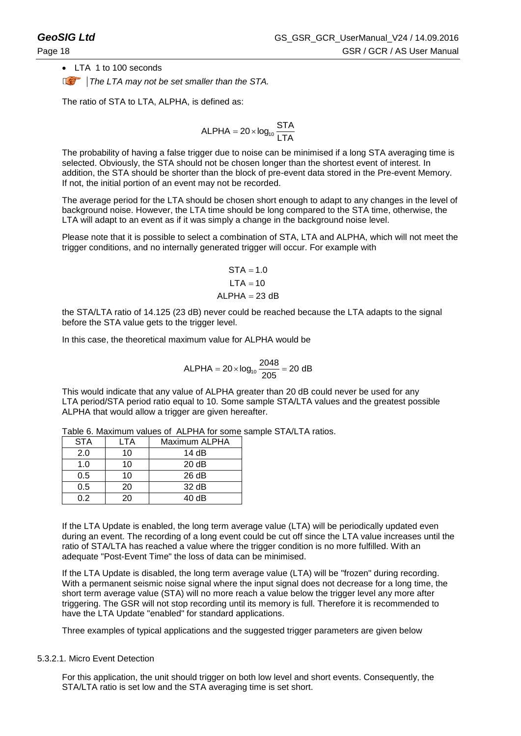- LTA 1 to 100 seconds

*The LTA may not be set smaller than the STA.*

The ratio of STA to LTA, ALPHA, is defined as:

$$\text{ALPHA} = 20 \times \log_{10} \frac{\text{STA}}{\text{LTA}}$$

The probability of having a false trigger due to noise can be minimised if a long STA averaging time is selected. Obviously, the STA should not be chosen longer than the shortest event of interest. In addition, the STA should be shorter than the block of pre-event data stored in the Pre-event Memory. If not, the initial portion of an event may not be recorded.

The average period for the LTA should be chosen short enough to adapt to any changes in the level of background noise. However, the LTA time should be long compared to the STA time, otherwise, the LTA will adapt to an event as if it was simply a change in the background noise level.

Please note that it is possible to select a combination of STA, LTA and ALPHA, which will not meet the trigger conditions, and no internally generated trigger will occur. For example with

$$\text{STA} = 1.0$$
$$\text{LTA} = 10$$
$$\text{ALPHA} = 23 \text{ dB}$$

the STA/LTA ratio of 14.125 (23 dB) never could be reached because the LTA adapts to the signal before the STA value gets to the trigger level.

In this case, the theoretical maximum value for ALPHA would be

$$\text{ALPHA} = 20 \times \log_{10} \frac{2048}{205} = 20 \text{ dB}$$

This would indicate that any value of ALPHA greater than 20 dB could never be used for any LTA period/STA period ratio equal to 10. Some sample STA/LTA values and the greatest possible ALPHA that would allow a trigger are given hereafter.

Table 6. Maximum values of ALPHA for some sample STA/LTA ratios.

| STA | LTA | Maximum ALPHA |
|---|---|---|
| 2.0 | 10 | 14 dB |
| 1.0 | 10 | 20 dB |
| 0.5 | 10 | 26 dB |
| 0.5 | 20 | 32 dB |
| 0.2 | 20 | 40 dB |

If the LTA Update is enabled, the long term average value (LTA) will be periodically updated even during an event. The recording of a long event could be cut off since the LTA value increases until the ratio of STA/LTA has reached a value where the trigger condition is no more fulfilled. With an adequate "Post-Event Time" the loss of data can be minimised.

If the LTA Update is disabled, the long term average value (LTA) will be "frozen" during recording. With a permanent seismic noise signal where the input signal does not decrease for a long time, the short term average value (STA) will no more reach a value below the trigger level any more after triggering. The GSR will not stop recording until its memory is full. Therefore it is recommended to have the LTA Update "enabled" for standard applications.

Three examples of typical applications and the suggested trigger parameters are given below

#### 5.3.2.1. Micro Event Detection

For this application, the unit should trigger on both low level and short events. Consequently, the STA/LTA ratio is set low and the STA averaging time is set short.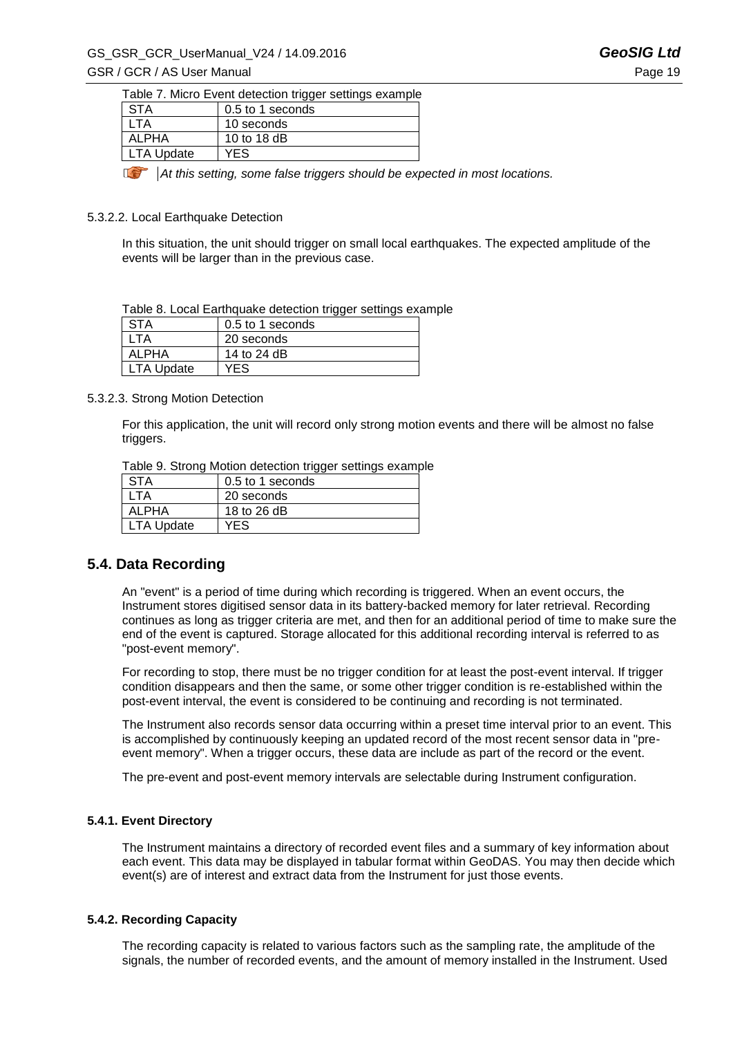Table 7. Micro Event detection trigger settings example

| STA | 0.5 to 1 seconds |
|---|---|
| LTA | 10 seconds |
| ALPHA | 10 to 18 dB |
| LTA Update | YES |

*At this setting, some false triggers should be expected in most locations.*

5.3.2.2. Local Earthquake Detection

In this situation, the unit should trigger on small local earthquakes. The expected amplitude of the events will be larger than in the previous case.

Table 8. Local Earthquake detection trigger settings example

| STA | 0.5 to 1 seconds |
|---|---|
| LTA | 20 seconds |
| ALPHA | 14 to 24 dB |
| LTA Update | YES |

5.3.2.3. Strong Motion Detection

For this application, the unit will record only strong motion events and there will be almost no false triggers.

Table 9. Strong Motion detection trigger settings example

| STA | 0.5 to 1 seconds |
|---|---|
| LTA | 20 seconds |
| ALPHA | 18 to 26 dB |
| LTA Update | YES |

## 5.4. Data Recording

An "event" is a period of time during which recording is triggered. When an event occurs, the Instrument stores digitised sensor data in its battery-backed memory for later retrieval. Recording continues as long as trigger criteria are met, and then for an additional period of time to make sure the end of the event is captured. Storage allocated for this additional recording interval is referred to as "post-event memory".

For recording to stop, there must be no trigger condition for at least the post-event interval. If trigger condition disappears and then the same, or some other trigger condition is re-established within the post-event interval, the event is considered to be continuing and recording is not terminated.

The Instrument also records sensor data occurring within a preset time interval prior to an event. This is accomplished by continuously keeping an updated record of the most recent sensor data in "pre-event memory". When a trigger occurs, these data are include as part of the record or the event.

The pre-event and post-event memory intervals are selectable during Instrument configuration.

### 5.4.1. Event Directory

The Instrument maintains a directory of recorded event files and a summary of key information about each event. This data may be displayed in tabular format within GeoDAS. You may then decide which event(s) are of interest and extract data from the Instrument for just those events.

### 5.4.2. Recording Capacity

The recording capacity is related to various factors such as the sampling rate, the amplitude of the signals, the number of recorded events, and the amount of memory installed in the Instrument. Used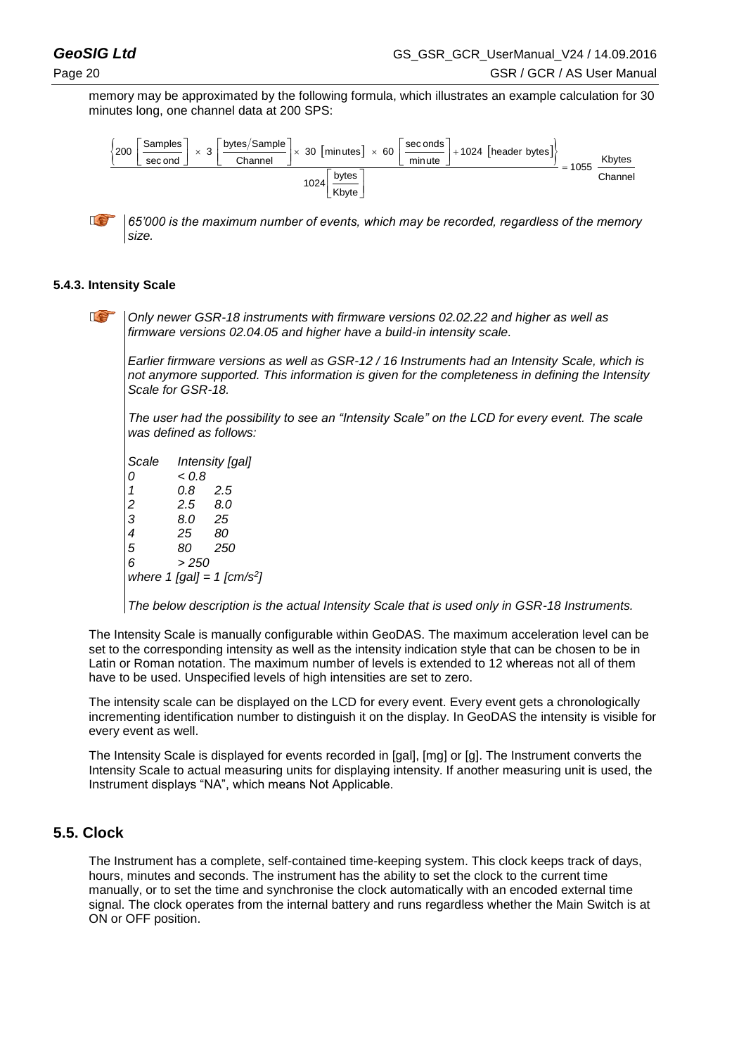memory may be approximated by the following formula, which illustrates an example calculation for 30 minutes long, one channel data at 200 SPS:

$$\frac{\left\{200\left[\frac{\text{Samples}}{\text{second}}\right] \times 3\left[\frac{\text{bytes/Sample}}{\text{Channel}}\right] \times 30\left[\text{minutes}\right] \times 60\left[\frac{\text{seconds}}{\text{minute}}\right] + 1024\left[\text{header bytes}\right]\right\}}{1024\left[\frac{\text{bytes}}{\text{Kbyte}}\right]} = 1055\ \frac{\text{Kbytes}}{\text{Channel}}$$

*65'000 is the maximum number of events, which may be recorded, regardless of the memory size.*

### 5.4.3. Intensity Scale

*Only newer GSR-18 instruments with firmware versions 02.02.22 and higher as well as firmware versions 02.04.05 and higher have a build-in intensity scale.*

*Earlier firmware versions as well as GSR-12 / 16 Instruments had an Intensity Scale, which is not anymore supported. This information is given for the completeness in defining the Intensity Scale for GSR-18.*

*The user had the possibility to see an "Intensity Scale" on the LCD for every event. The scale was defined as follows:*

| *Scale* | *Intensity [gal]* | |
|---|---|---|
| *0* | *< 0.8* | |
| *1* | *0.8* | *2.5* |
| *2* | *2.5* | *8.0* |
| *3* | *8.0* | *25* |
| *4* | *25* | *80* |
| *5* | *80* | *250* |
| *6* | *> 250* | |

*where 1 [gal] = 1 [cm/s$^2$]*

*The below description is the actual Intensity Scale that is used only in GSR-18 Instruments.*

The Intensity Scale is manually configurable within GeoDAS. The maximum acceleration level can be set to the corresponding intensity as well as the intensity indication style that can be chosen to be in Latin or Roman notation. The maximum number of levels is extended to 12 whereas not all of them have to be used. Unspecified levels of high intensities are set to zero.

The intensity scale can be displayed on the LCD for every event. Every event gets a chronologically incrementing identification number to distinguish it on the display. In GeoDAS the intensity is visible for every event as well.

The Intensity Scale is displayed for events recorded in [gal], [mg] or [g]. The Instrument converts the Intensity Scale to actual measuring units for displaying intensity. If another measuring unit is used, the Instrument displays "NA", which means Not Applicable.

## 5.5. Clock

The Instrument has a complete, self-contained time-keeping system. This clock keeps track of days, hours, minutes and seconds. The instrument has the ability to set the clock to the current time manually, or to set the time and synchronise the clock automatically with an encoded external time signal. The clock operates from the internal battery and runs regardless whether the Main Switch is at ON or OFF position.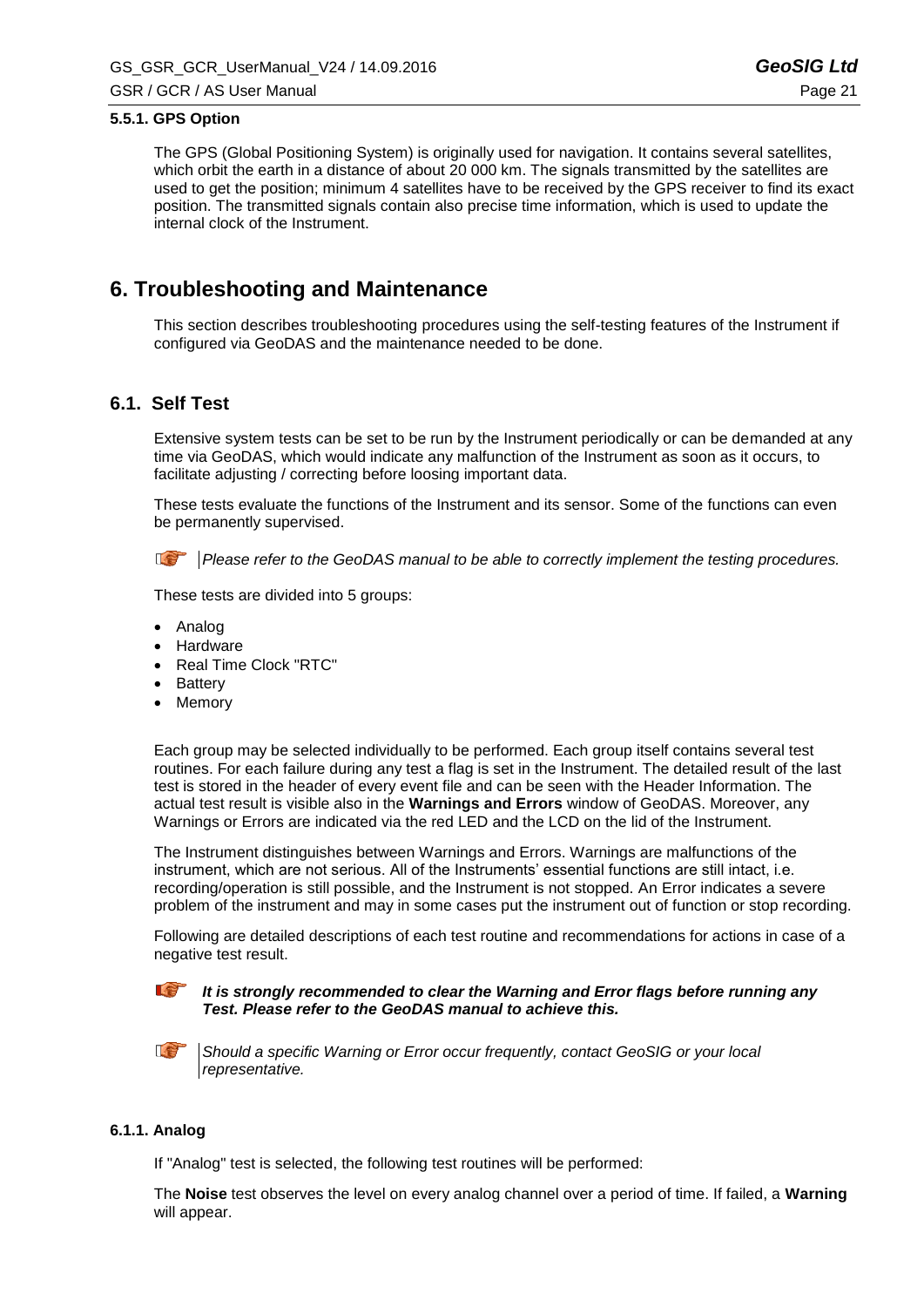#### 5.5.1. GPS Option

The GPS (Global Positioning System) is originally used for navigation. It contains several satellites, which orbit the earth in a distance of about 20 000 km. The signals transmitted by the satellites are used to get the position; minimum 4 satellites have to be received by the GPS receiver to find its exact position. The transmitted signals contain also precise time information, which is used to update the internal clock of the Instrument.

# 6. Troubleshooting and Maintenance

This section describes troubleshooting procedures using the self-testing features of the Instrument if configured via GeoDAS and the maintenance needed to be done.

## 6.1. Self Test

Extensive system tests can be set to be run by the Instrument periodically or can be demanded at any time via GeoDAS, which would indicate any malfunction of the Instrument as soon as it occurs, to facilitate adjusting / correcting before loosing important data.

These tests evaluate the functions of the Instrument and its sensor. Some of the functions can even be permanently supervised.

*Please refer to the GeoDAS manual to be able to correctly implement the testing procedures.*

These tests are divided into 5 groups:

- Analog
- Hardware
- Real Time Clock "RTC"
- Battery
- Memory

Each group may be selected individually to be performed. Each group itself contains several test routines. For each failure during any test a flag is set in the Instrument. The detailed result of the last test is stored in the header of every event file and can be seen with the Header Information. The actual test result is visible also in the **Warnings and Errors** window of GeoDAS. Moreover, any Warnings or Errors are indicated via the red LED and the LCD on the lid of the Instrument.

The Instrument distinguishes between Warnings and Errors. Warnings are malfunctions of the instrument, which are not serious. All of the Instruments' essential functions are still intact, i.e. recording/operation is still possible, and the Instrument is not stopped. An Error indicates a severe problem of the instrument and may in some cases put the instrument out of function or stop recording.

Following are detailed descriptions of each test routine and recommendations for actions in case of a negative test result.

***It is strongly recommended to clear the Warning and Error flags before running any Test. Please refer to the GeoDAS manual to achieve this.***

*Should a specific Warning or Error occur frequently, contact GeoSIG or your local representative.*

#### 6.1.1. Analog

If "Analog" test is selected, the following test routines will be performed:

The **Noise** test observes the level on every analog channel over a period of time. If failed, a **Warning** will appear.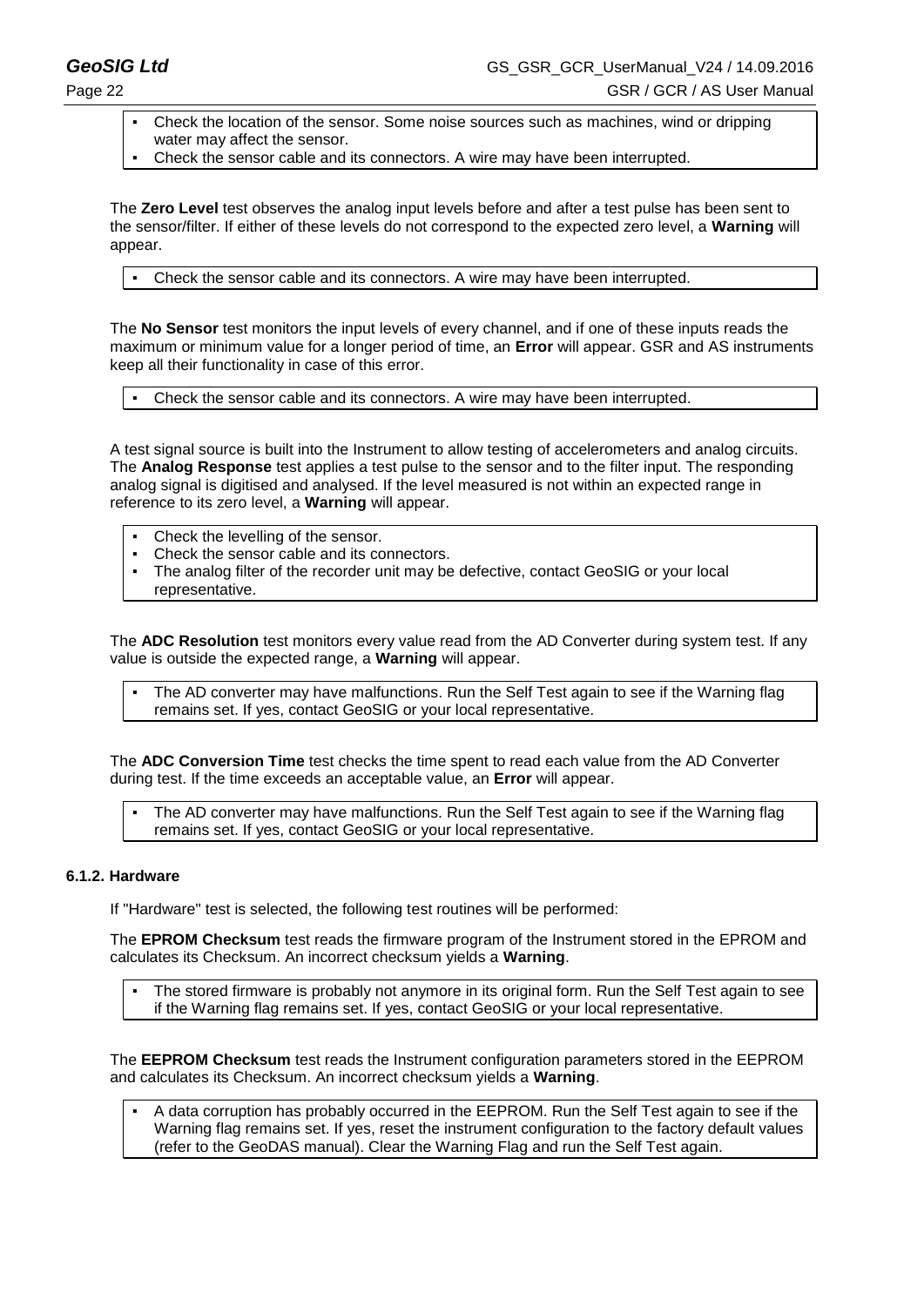- Check the location of the sensor. Some noise sources such as machines, wind or dripping water may affect the sensor.
- Check the sensor cable and its connectors. A wire may have been interrupted.

The **Zero Level** test observes the analog input levels before and after a test pulse has been sent to the sensor/filter. If either of these levels do not correspond to the expected zero level, a **Warning** will appear.

- Check the sensor cable and its connectors. A wire may have been interrupted.

The **No Sensor** test monitors the input levels of every channel, and if one of these inputs reads the maximum or minimum value for a longer period of time, an **Error** will appear. GSR and AS instruments keep all their functionality in case of this error.

- Check the sensor cable and its connectors. A wire may have been interrupted.

A test signal source is built into the Instrument to allow testing of accelerometers and analog circuits. The **Analog Response** test applies a test pulse to the sensor and to the filter input. The responding analog signal is digitised and analysed. If the level measured is not within an expected range in reference to its zero level, a **Warning** will appear.

- Check the levelling of the sensor.
- Check the sensor cable and its connectors.
- The analog filter of the recorder unit may be defective, contact GeoSIG or your local representative.

The **ADC Resolution** test monitors every value read from the AD Converter during system test. If any value is outside the expected range, a **Warning** will appear.

- The AD converter may have malfunctions. Run the Self Test again to see if the Warning flag remains set. If yes, contact GeoSIG or your local representative.

The **ADC Conversion Time** test checks the time spent to read each value from the AD Converter during test. If the time exceeds an acceptable value, an **Error** will appear.

- The AD converter may have malfunctions. Run the Self Test again to see if the Warning flag remains set. If yes, contact GeoSIG or your local representative.

#### 6.1.2. Hardware

If "Hardware" test is selected, the following test routines will be performed:

The **EPROM Checksum** test reads the firmware program of the Instrument stored in the EPROM and calculates its Checksum. An incorrect checksum yields a **Warning**.

- The stored firmware is probably not anymore in its original form. Run the Self Test again to see if the Warning flag remains set. If yes, contact GeoSIG or your local representative.

The **EEPROM Checksum** test reads the Instrument configuration parameters stored in the EEPROM and calculates its Checksum. An incorrect checksum yields a **Warning**.

- A data corruption has probably occurred in the EEPROM. Run the Self Test again to see if the Warning flag remains set. If yes, reset the instrument configuration to the factory default values (refer to the GeoDAS manual). Clear the Warning Flag and run the Self Test again.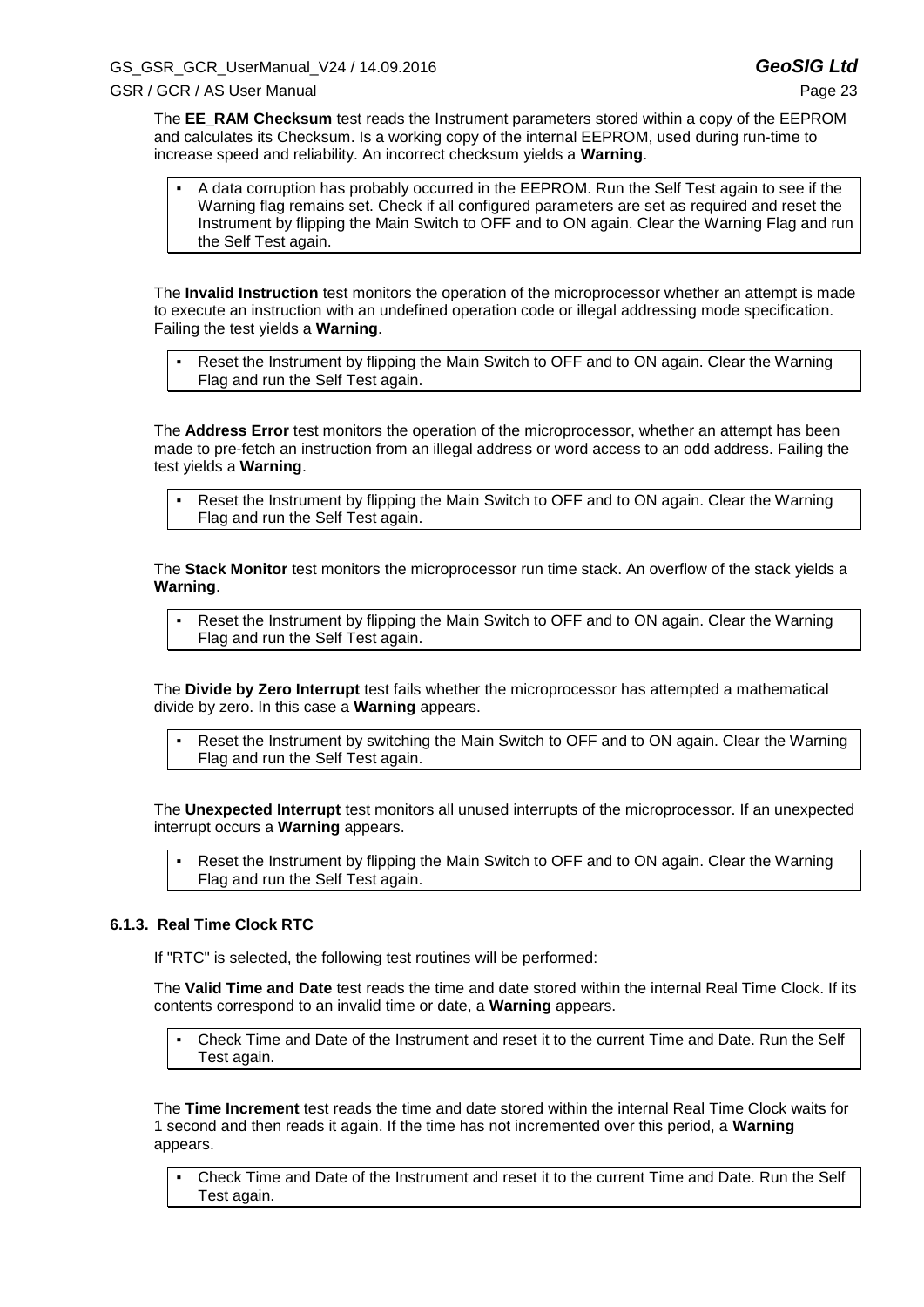The **EE_RAM Checksum** test reads the Instrument parameters stored within a copy of the EEPROM and calculates its Checksum. Is a working copy of the internal EEPROM, used during run-time to increase speed and reliability. An incorrect checksum yields a **Warning**.

- A data corruption has probably occurred in the EEPROM. Run the Self Test again to see if the Warning flag remains set. Check if all configured parameters are set as required and reset the Instrument by flipping the Main Switch to OFF and to ON again. Clear the Warning Flag and run the Self Test again.

The **Invalid Instruction** test monitors the operation of the microprocessor whether an attempt is made to execute an instruction with an undefined operation code or illegal addressing mode specification. Failing the test yields a **Warning**.

- Reset the Instrument by flipping the Main Switch to OFF and to ON again. Clear the Warning Flag and run the Self Test again.

The **Address Error** test monitors the operation of the microprocessor, whether an attempt has been made to pre-fetch an instruction from an illegal address or word access to an odd address. Failing the test yields a **Warning**.

- Reset the Instrument by flipping the Main Switch to OFF and to ON again. Clear the Warning Flag and run the Self Test again.

The **Stack Monitor** test monitors the microprocessor run time stack. An overflow of the stack yields a **Warning**.

- Reset the Instrument by flipping the Main Switch to OFF and to ON again. Clear the Warning Flag and run the Self Test again.

The **Divide by Zero Interrupt** test fails whether the microprocessor has attempted a mathematical divide by zero. In this case a **Warning** appears.

- Reset the Instrument by switching the Main Switch to OFF and to ON again. Clear the Warning Flag and run the Self Test again.

The **Unexpected Interrupt** test monitors all unused interrupts of the microprocessor. If an unexpected interrupt occurs a **Warning** appears.

- Reset the Instrument by flipping the Main Switch to OFF and to ON again. Clear the Warning Flag and run the Self Test again.

#### 6.1.3. Real Time Clock RTC

If "RTC" is selected, the following test routines will be performed:

The **Valid Time and Date** test reads the time and date stored within the internal Real Time Clock. If its contents correspond to an invalid time or date, a **Warning** appears.

- Check Time and Date of the Instrument and reset it to the current Time and Date. Run the Self Test again.

The **Time Increment** test reads the time and date stored within the internal Real Time Clock waits for 1 second and then reads it again. If the time has not incremented over this period, a **Warning** appears.

- Check Time and Date of the Instrument and reset it to the current Time and Date. Run the Self Test again.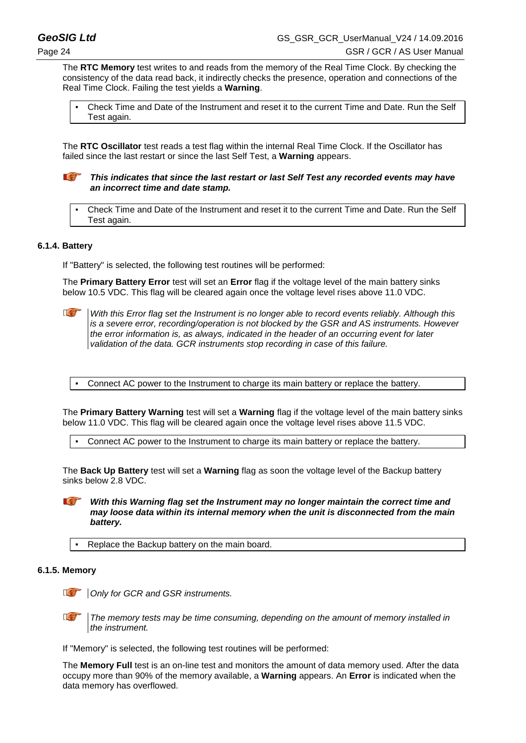The **RTC Memory** test writes to and reads from the memory of the Real Time Clock. By checking the consistency of the data read back, it indirectly checks the presence, operation and connections of the Real Time Clock. Failing the test yields a **Warning**.

- Check Time and Date of the Instrument and reset it to the current Time and Date. Run the Self Test again.

The **RTC Oscillator** test reads a test flag within the internal Real Time Clock. If the Oscillator has failed since the last restart or since the last Self Test, a **Warning** appears.

***This indicates that since the last restart or last Self Test any recorded events may have an incorrect time and date stamp.***

- Check Time and Date of the Instrument and reset it to the current Time and Date. Run the Self Test again.

#### 6.1.4. Battery

If "Battery" is selected, the following test routines will be performed:

The **Primary Battery Error** test will set an **Error** flag if the voltage level of the main battery sinks below 10.5 VDC. This flag will be cleared again once the voltage level rises above 11.0 VDC.

*With this Error flag set the Instrument is no longer able to record events reliably. Although this is a severe error, recording/operation is not blocked by the GSR and AS instruments. However the error information is, as always, indicated in the header of an occurring event for later validation of the data. GCR instruments stop recording in case of this failure.*

- Connect AC power to the Instrument to charge its main battery or replace the battery.

The **Primary Battery Warning** test will set a **Warning** flag if the voltage level of the main battery sinks below 11.0 VDC. This flag will be cleared again once the voltage level rises above 11.5 VDC.

- Connect AC power to the Instrument to charge its main battery or replace the battery.

The **Back Up Battery** test will set a **Warning** flag as soon the voltage level of the Backup battery sinks below 2.8 VDC.

***With this Warning flag set the Instrument may no longer maintain the correct time and may loose data within its internal memory when the unit is disconnected from the main battery.***

- Replace the Backup battery on the main board.

#### 6.1.5. Memory

*Only for GCR and GSR instruments.*

*The memory tests may be time consuming, depending on the amount of memory installed in the instrument.*

If "Memory" is selected, the following test routines will be performed:

The **Memory Full** test is an on-line test and monitors the amount of data memory used. After the data occupy more than 90% of the memory available, a **Warning** appears. An **Error** is indicated when the data memory has overflowed.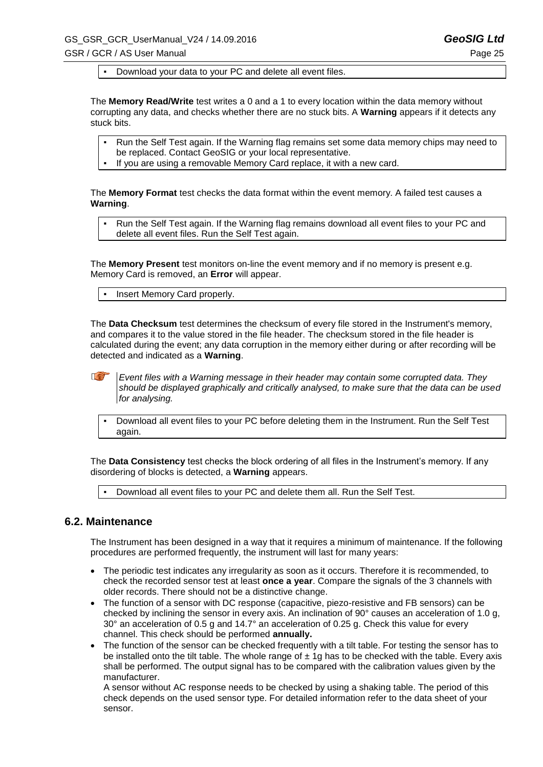- Download your data to your PC and delete all event files.

The **Memory Read/Write** test writes a 0 and a 1 to every location within the data memory without corrupting any data, and checks whether there are no stuck bits. A **Warning** appears if it detects any stuck bits.

- Run the Self Test again. If the Warning flag remains set some data memory chips may need to be replaced. Contact GeoSIG or your local representative.
- If you are using a removable Memory Card replace, it with a new card.

The **Memory Format** test checks the data format within the event memory. A failed test causes a **Warning**.

- Run the Self Test again. If the Warning flag remains download all event files to your PC and delete all event files. Run the Self Test again.

The **Memory Present** test monitors on-line the event memory and if no memory is present e.g. Memory Card is removed, an **Error** will appear.

- Insert Memory Card properly.

The **Data Checksum** test determines the checksum of every file stored in the Instrument's memory, and compares it to the value stored in the file header. The checksum stored in the file header is calculated during the event; any data corruption in the memory either during or after recording will be detected and indicated as a **Warning**.

*Event files with a Warning message in their header may contain some corrupted data. They should be displayed graphically and critically analysed, to make sure that the data can be used for analysing.*

- Download all event files to your PC before deleting them in the Instrument. Run the Self Test again.

The **Data Consistency** test checks the block ordering of all files in the Instrument's memory. If any disordering of blocks is detected, a **Warning** appears.

- Download all event files to your PC and delete them all. Run the Self Test.

## 6.2. Maintenance

The Instrument has been designed in a way that it requires a minimum of maintenance. If the following procedures are performed frequently, the instrument will last for many years:

- The periodic test indicates any irregularity as soon as it occurs. Therefore it is recommended, to check the recorded sensor test at least **once a year**. Compare the signals of the 3 channels with older records. There should not be a distinctive change.
- The function of a sensor with DC response (capacitive, piezo-resistive and FB sensors) can be checked by inclining the sensor in every axis. An inclination of 90° causes an acceleration of 1.0 g, 30° an acceleration of 0.5 g and 14.7° an acceleration of 0.25 g. Check this value for every channel. This check should be performed **annually.**
- The function of the sensor can be checked frequently with a tilt table. For testing the sensor has to be installed onto the tilt table. The whole range of ± 1g has to be checked with the table. Every axis shall be performed. The output signal has to be compared with the calibration values given by the manufacturer.
  A sensor without AC response needs to be checked by using a shaking table. The period of this check depends on the used sensor type. For detailed information refer to the data sheet of your sensor.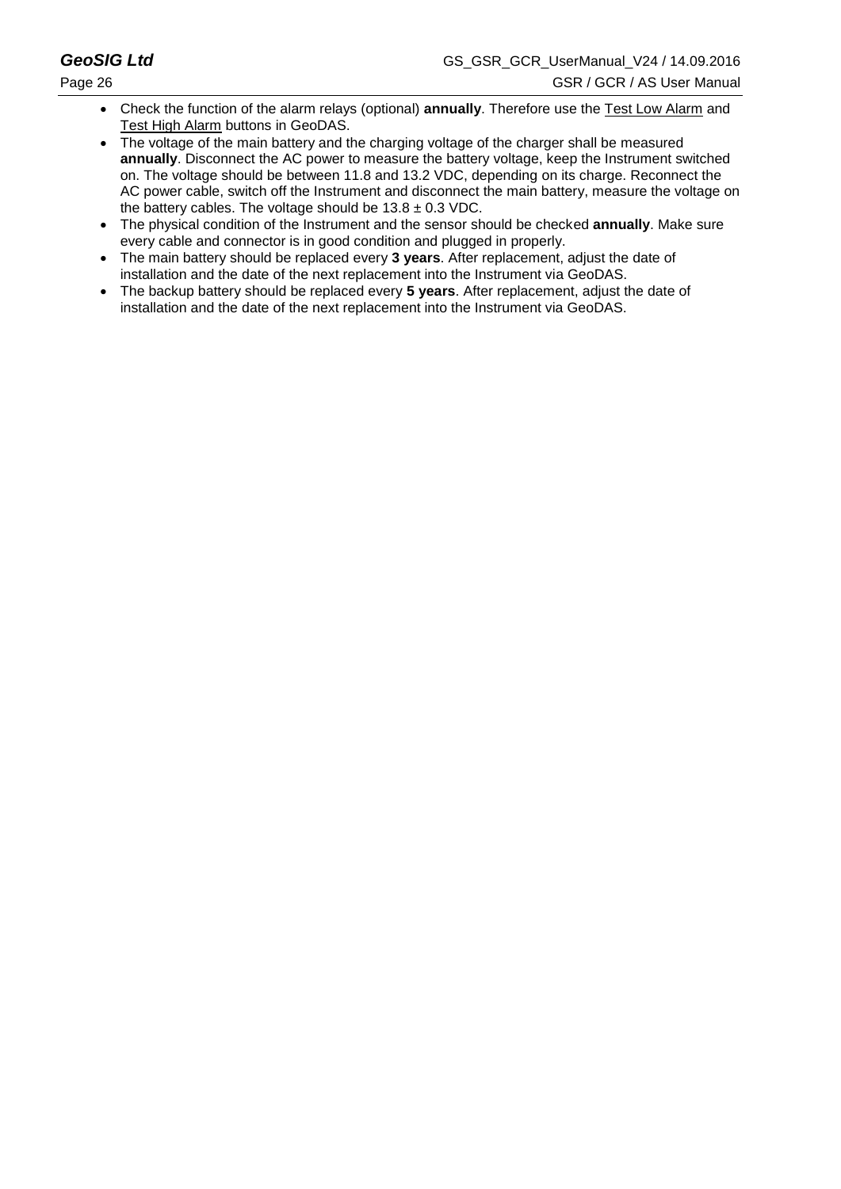- Check the function of the alarm relays (optional) **annually**. Therefore use the Test Low Alarm and Test High Alarm buttons in GeoDAS.
- The voltage of the main battery and the charging voltage of the charger shall be measured **annually**. Disconnect the AC power to measure the battery voltage, keep the Instrument switched on. The voltage should be between 11.8 and 13.2 VDC, depending on its charge. Reconnect the AC power cable, switch off the Instrument and disconnect the main battery, measure the voltage on the battery cables. The voltage should be $13.8 \pm 0.3$ VDC.
- The physical condition of the Instrument and the sensor should be checked **annually**. Make sure every cable and connector is in good condition and plugged in properly.
- The main battery should be replaced every **3 years**. After replacement, adjust the date of installation and the date of the next replacement into the Instrument via GeoDAS.
- The backup battery should be replaced every **5 years**. After replacement, adjust the date of installation and the date of the next replacement into the Instrument via GeoDAS.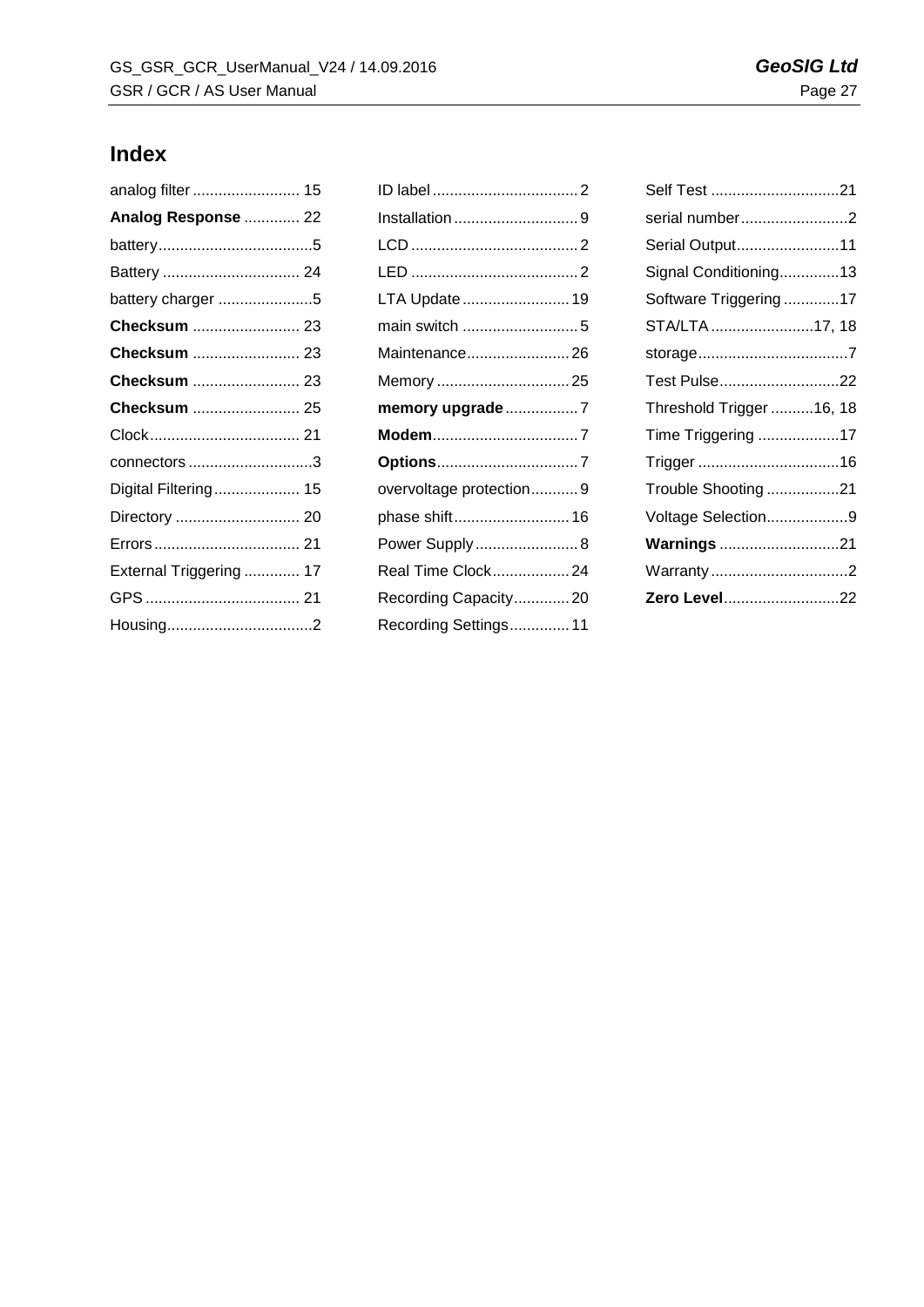# Index

analog filter ......................... 15
**Analog Response** ............. 22
battery....................................5
Battery ................................ 24
battery charger ......................5
**Checksum** ......................... 23
**Checksum** ......................... 23
**Checksum** ......................... 23
**Checksum** ......................... 25
Clock................................... 21
connectors .............................3
Digital Filtering.................... 15
Directory ............................. 20
Errors .................................. 21
External Triggering ............. 17
GPS .................................... 21
Housing..................................2
ID label ..................................2
Installation .............................9
LCD .......................................2
LED .......................................2
LTA Update .........................19
main switch ...........................5
Maintenance........................26
Memory ...............................25
**memory upgrade** .................7
**Modem**..................................7
**Options**.................................7
overvoltage protection...........9
phase shift...........................16
Power Supply........................8
Real Time Clock..................24
Recording Capacity.............20
Recording Settings..............11
Self Test ..............................21
serial number.........................2
Serial Output........................11
Signal Conditioning..............13
Software Triggering .............17
STA/LTA ........................17, 18
storage...................................7
Test Pulse............................22
Threshold Trigger ..........16, 18
Time Triggering ...................17
Trigger .................................16
Trouble Shooting .................21
Voltage Selection...................9
**Warnings** ............................21
Warranty ................................2
**Zero Level**...........................22